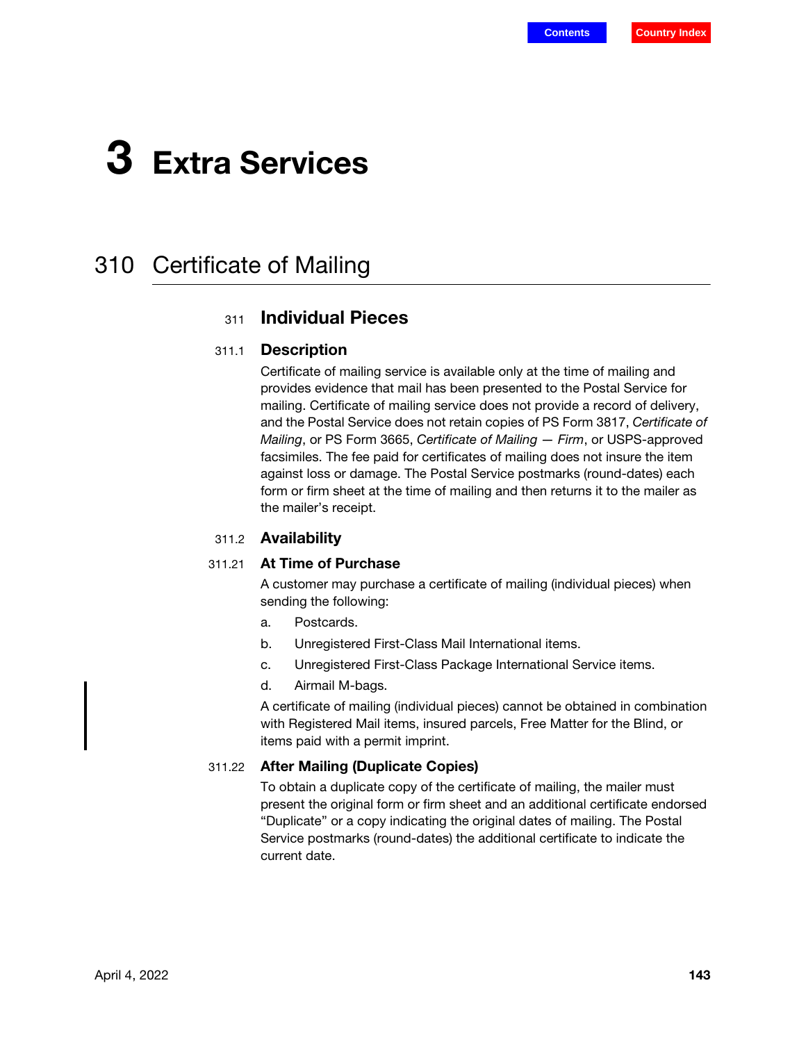# 3 Extra Services

## 310 Certificate of Mailing

### 311 Individual Pieces

#### 311.1 Description

Certificate of mailing service is available only at the time of mailing and provides evidence that mail has been presented to the Postal Service for mailing. Certificate of mailing service does not provide a record of delivery, and the Postal Service does not retain copies of PS Form 3817, *Certificate of Mailing*, or PS Form 3665, *Certificate of Mailing — Firm*, or USPS-approved facsimiles. The fee paid for certificates of mailing does not insure the item against loss or damage. The Postal Service postmarks (round-dates) each form or firm sheet at the time of mailing and then returns it to the mailer as the mailer's receipt.

#### 311.2 Availability

##### 311.21 At Time of Purchase

A customer may purchase a certificate of mailing (individual pieces) when sending the following:

a. Postcards.

b. Unregistered First-Class Mail International items.

c. Unregistered First-Class Package International Service items.

d. Airmail M-bags.

A certificate of mailing (individual pieces) cannot be obtained in combination with Registered Mail items, insured parcels, Free Matter for the Blind, or items paid with a permit imprint.

##### 311.22 After Mailing (Duplicate Copies)

To obtain a duplicate copy of the certificate of mailing, the mailer must present the original form or firm sheet and an additional certificate endorsed "Duplicate" or a copy indicating the original dates of mailing. The Postal Service postmarks (round-dates) the additional certificate to indicate the current date.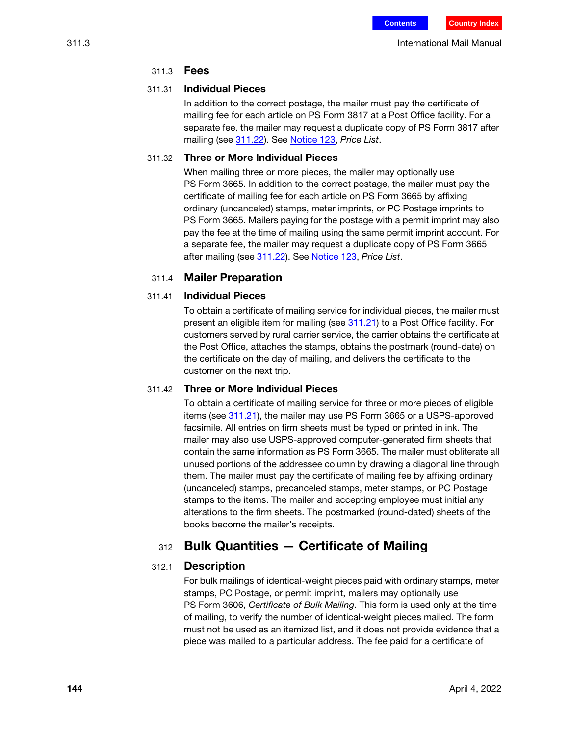## 311.3 Fees

### 311.31 Individual Pieces

In addition to the correct postage, the mailer must pay the certificate of mailing fee for each article on PS Form 3817 at a Post Office facility. For a separate fee, the mailer may request a duplicate copy of PS Form 3817 after mailing (see 311.22). See Notice 123, *Price List*.

### 311.32 Three or More Individual Pieces

When mailing three or more pieces, the mailer may optionally use PS Form 3665. In addition to the correct postage, the mailer must pay the certificate of mailing fee for each article on PS Form 3665 by affixing ordinary (uncanceled) stamps, meter imprints, or PC Postage imprints to PS Form 3665. Mailers paying for the postage with a permit imprint may also pay the fee at the time of mailing using the same permit imprint account. For a separate fee, the mailer may request a duplicate copy of PS Form 3665 after mailing (see 311.22). See Notice 123, *Price List*.

## 311.4 Mailer Preparation

### 311.41 Individual Pieces

To obtain a certificate of mailing service for individual pieces, the mailer must present an eligible item for mailing (see 311.21) to a Post Office facility. For customers served by rural carrier service, the carrier obtains the certificate at the Post Office, attaches the stamps, obtains the postmark (round-date) on the certificate on the day of mailing, and delivers the certificate to the customer on the next trip.

### 311.42 Three or More Individual Pieces

To obtain a certificate of mailing service for three or more pieces of eligible items (see 311.21), the mailer may use PS Form 3665 or a USPS-approved facsimile. All entries on firm sheets must be typed or printed in ink. The mailer may also use USPS-approved computer-generated firm sheets that contain the same information as PS Form 3665. The mailer must obliterate all unused portions of the addressee column by drawing a diagonal line through them. The mailer must pay the certificate of mailing fee by affixing ordinary (uncanceled) stamps, precanceled stamps, meter stamps, or PC Postage stamps to the items. The mailer and accepting employee must initial any alterations to the firm sheets. The postmarked (round-dated) sheets of the books become the mailer's receipts.

# 312 Bulk Quantities — Certificate of Mailing

## 312.1 Description

For bulk mailings of identical-weight pieces paid with ordinary stamps, meter stamps, PC Postage, or permit imprint, mailers may optionally use PS Form 3606, *Certificate of Bulk Mailing*. This form is used only at the time of mailing, to verify the number of identical-weight pieces mailed. The form must not be used as an itemized list, and it does not provide evidence that a piece was mailed to a particular address. The fee paid for a certificate of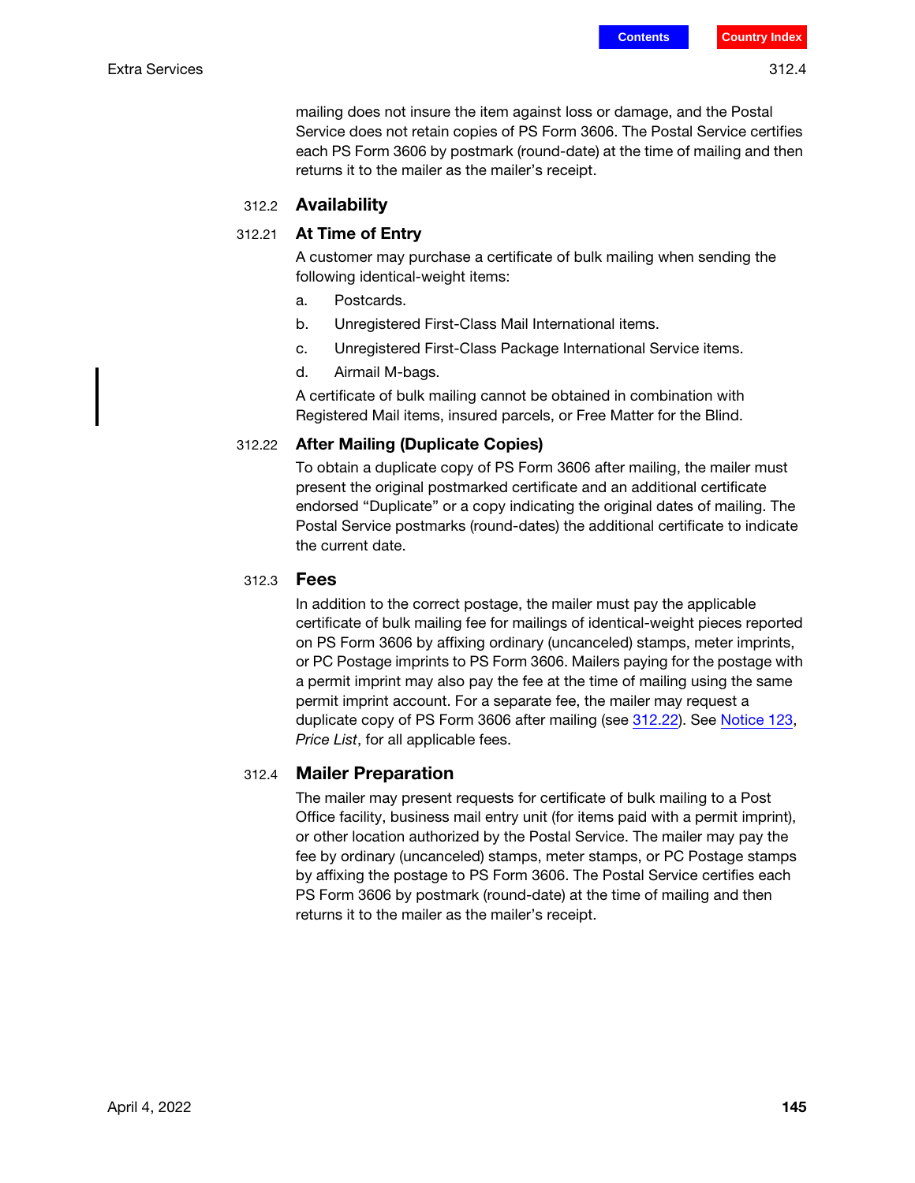mailing does not insure the item against loss or damage, and the Postal Service does not retain copies of PS Form 3606. The Postal Service certifies each PS Form 3606 by postmark (round-date) at the time of mailing and then returns it to the mailer as the mailer's receipt.

## 312.2 Availability

### 312.21 At Time of Entry

A customer may purchase a certificate of bulk mailing when sending the following identical-weight items:

a. Postcards.

b. Unregistered First-Class Mail International items.

c. Unregistered First-Class Package International Service items.

d. Airmail M-bags.

A certificate of bulk mailing cannot be obtained in combination with Registered Mail items, insured parcels, or Free Matter for the Blind.

### 312.22 After Mailing (Duplicate Copies)

To obtain a duplicate copy of PS Form 3606 after mailing, the mailer must present the original postmarked certificate and an additional certificate endorsed "Duplicate" or a copy indicating the original dates of mailing. The Postal Service postmarks (round-dates) the additional certificate to indicate the current date.

## 312.3 Fees

In addition to the correct postage, the mailer must pay the applicable certificate of bulk mailing fee for mailings of identical-weight pieces reported on PS Form 3606 by affixing ordinary (uncanceled) stamps, meter imprints, or PC Postage imprints to PS Form 3606. Mailers paying for the postage with a permit imprint may also pay the fee at the time of mailing using the same permit imprint account. For a separate fee, the mailer may request a duplicate copy of PS Form 3606 after mailing (see 312.22). See Notice 123, *Price List*, for all applicable fees.

## 312.4 Mailer Preparation

The mailer may present requests for certificate of bulk mailing to a Post Office facility, business mail entry unit (for items paid with a permit imprint), or other location authorized by the Postal Service. The mailer may pay the fee by ordinary (uncanceled) stamps, meter stamps, or PC Postage stamps by affixing the postage to PS Form 3606. The Postal Service certifies each PS Form 3606 by postmark (round-date) at the time of mailing and then returns it to the mailer as the mailer's receipt.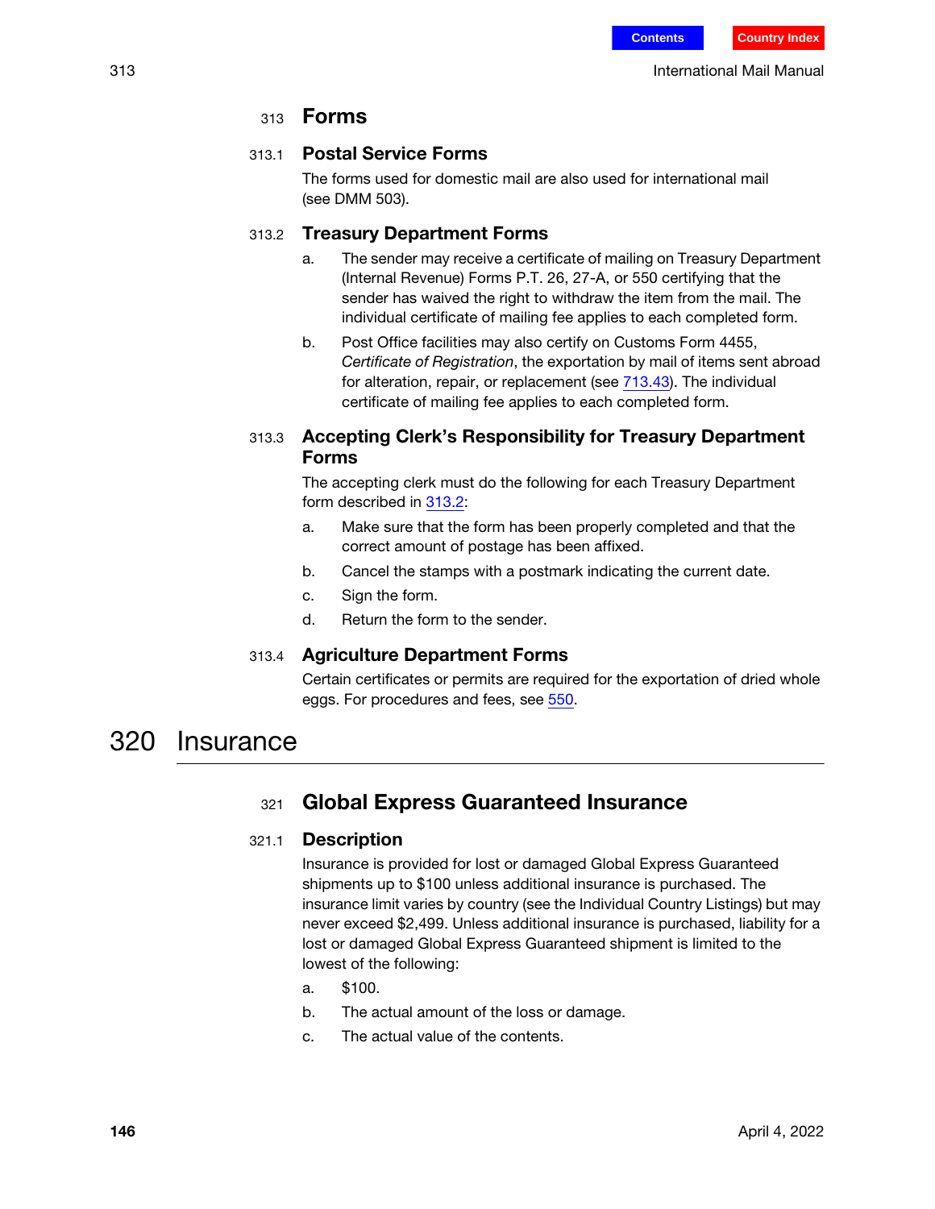### 313 Forms

#### 313.1 Postal Service Forms

The forms used for domestic mail are also used for international mail (see DMM 503).

#### 313.2 Treasury Department Forms

a. The sender may receive a certificate of mailing on Treasury Department (Internal Revenue) Forms P.T. 26, 27-A, or 550 certifying that the sender has waived the right to withdraw the item from the mail. The individual certificate of mailing fee applies to each completed form.

b. Post Office facilities may also certify on Customs Form 4455, *Certificate of Registration*, the exportation by mail of items sent abroad for alteration, repair, or replacement (see 713.43). The individual certificate of mailing fee applies to each completed form.

#### 313.3 Accepting Clerk's Responsibility for Treasury Department Forms

The accepting clerk must do the following for each Treasury Department form described in 313.2:

a. Make sure that the form has been properly completed and that the correct amount of postage has been affixed.

b. Cancel the stamps with a postmark indicating the current date.

c. Sign the form.

d. Return the form to the sender.

#### 313.4 Agriculture Department Forms

Certain certificates or permits are required for the exportation of dried whole eggs. For procedures and fees, see 550.

## 320 Insurance

### 321 Global Express Guaranteed Insurance

#### 321.1 Description

Insurance is provided for lost or damaged Global Express Guaranteed shipments up to $100 unless additional insurance is purchased. The insurance limit varies by country (see the Individual Country Listings) but may never exceed $2,499. Unless additional insurance is purchased, liability for a lost or damaged Global Express Guaranteed shipment is limited to the lowest of the following:

a. $100.

b. The actual amount of the loss or damage.

c. The actual value of the contents.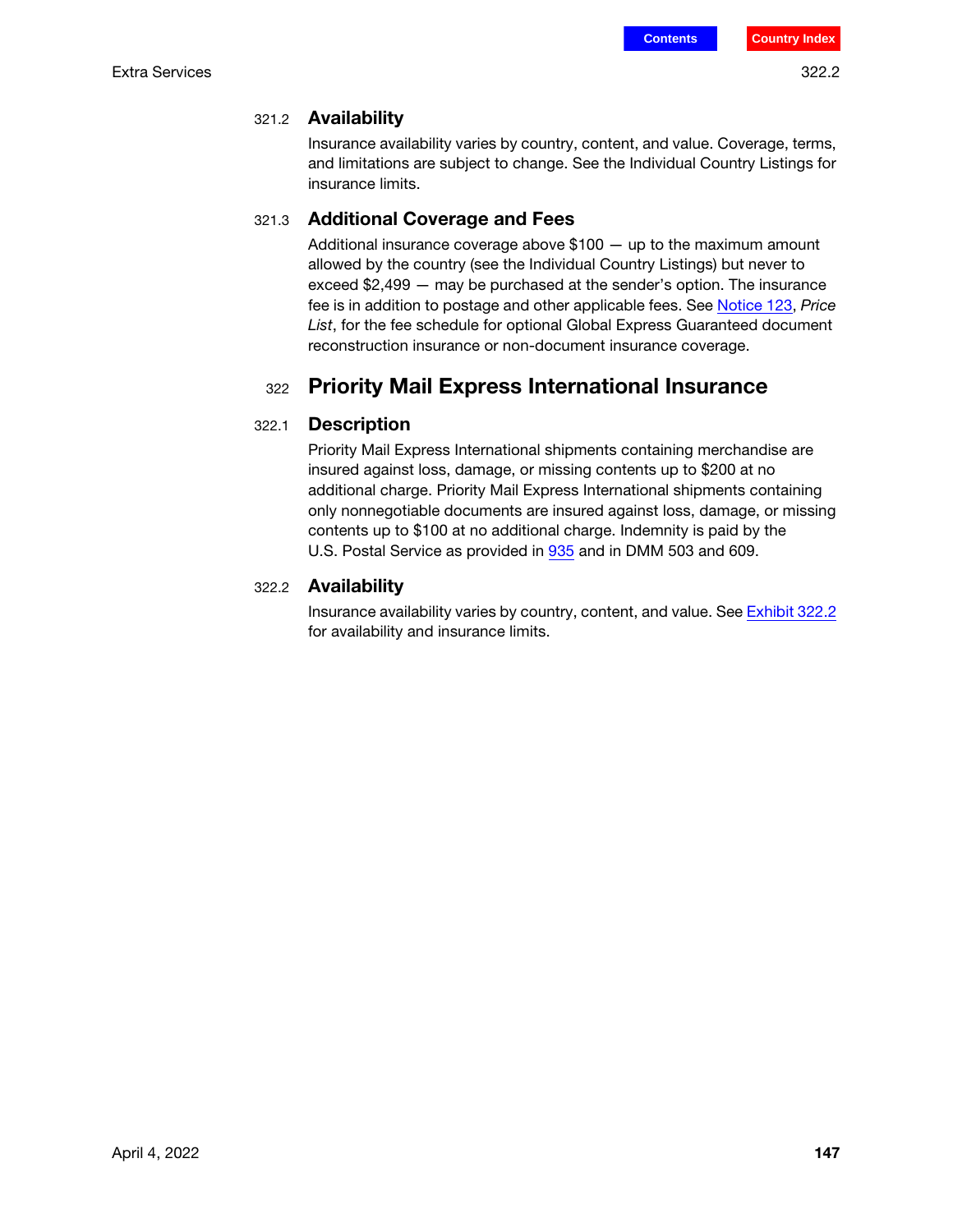### 321.2 Availability

Insurance availability varies by country, content, and value. Coverage, terms, and limitations are subject to change. See the Individual Country Listings for insurance limits.

### 321.3 Additional Coverage and Fees

Additional insurance coverage above $100 — up to the maximum amount allowed by the country (see the Individual Country Listings) but never to exceed $2,499 — may be purchased at the sender's option. The insurance fee is in addition to postage and other applicable fees. See Notice 123, *Price List*, for the fee schedule for optional Global Express Guaranteed document reconstruction insurance or non-document insurance coverage.

## 322 Priority Mail Express International Insurance

### 322.1 Description

Priority Mail Express International shipments containing merchandise are insured against loss, damage, or missing contents up to $200 at no additional charge. Priority Mail Express International shipments containing only nonnegotiable documents are insured against loss, damage, or missing contents up to $100 at no additional charge. Indemnity is paid by the U.S. Postal Service as provided in 935 and in DMM 503 and 609.

### 322.2 Availability

Insurance availability varies by country, content, and value. See Exhibit 322.2 for availability and insurance limits.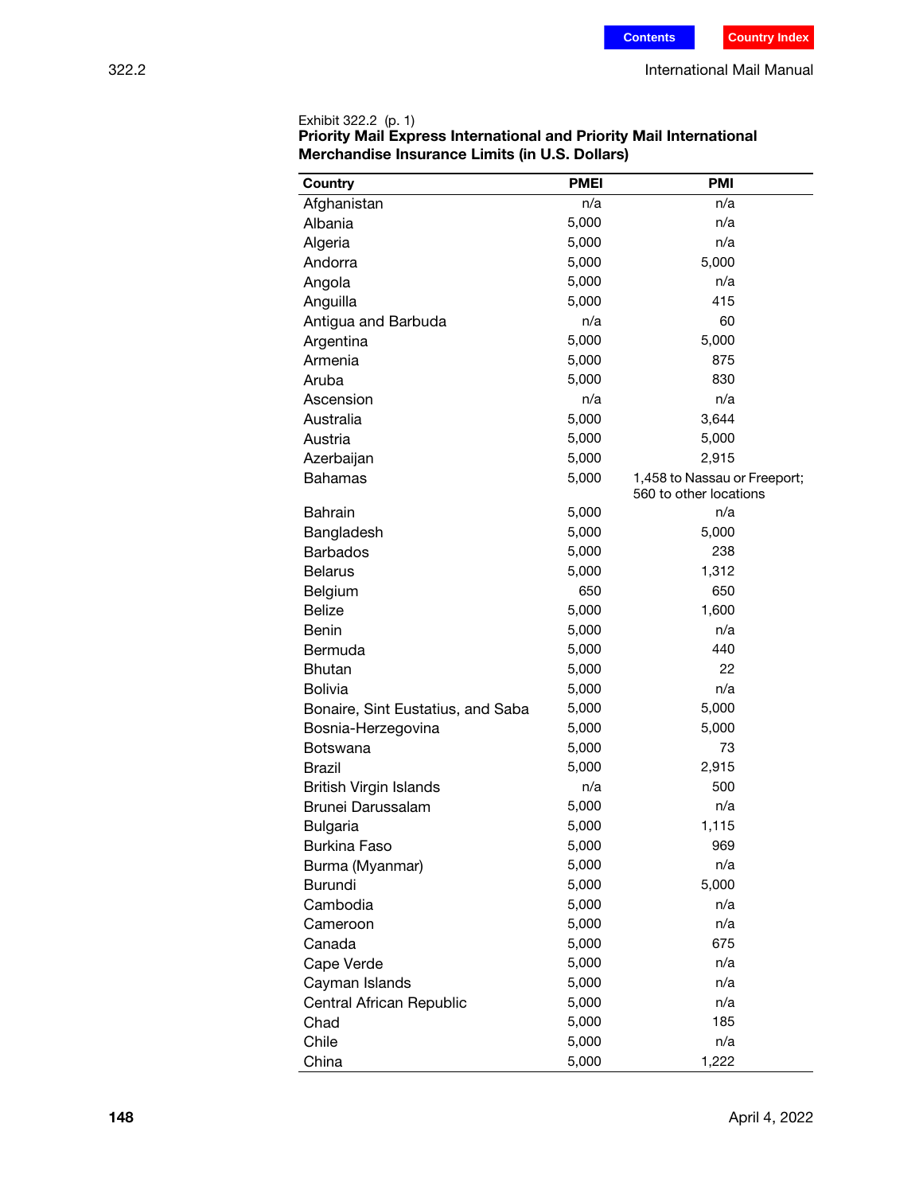Exhibit 322.2 (p. 1)

**Priority Mail Express International and Priority Mail International Merchandise Insurance Limits (in U.S. Dollars)**

| Country | PMEI | PMI |
|---|---|---|
| Afghanistan | n/a | n/a |
| Albania | 5,000 | n/a |
| Algeria | 5,000 | n/a |
| Andorra | 5,000 | 5,000 |
| Angola | 5,000 | n/a |
| Anguilla | 5,000 | 415 |
| Antigua and Barbuda | n/a | 60 |
| Argentina | 5,000 | 5,000 |
| Armenia | 5,000 | 875 |
| Aruba | 5,000 | 830 |
| Ascension | n/a | n/a |
| Australia | 5,000 | 3,644 |
| Austria | 5,000 | 5,000 |
| Azerbaijan | 5,000 | 2,915 |
| Bahamas | 5,000 | 1,458 to Nassau or Freeport; 560 to other locations |
| Bahrain | 5,000 | n/a |
| Bangladesh | 5,000 | 5,000 |
| Barbados | 5,000 | 238 |
| Belarus | 5,000 | 1,312 |
| Belgium | 650 | 650 |
| Belize | 5,000 | 1,600 |
| Benin | 5,000 | n/a |
| Bermuda | 5,000 | 440 |
| Bhutan | 5,000 | 22 |
| Bolivia | 5,000 | n/a |
| Bonaire, Sint Eustatius, and Saba | 5,000 | 5,000 |
| Bosnia-Herzegovina | 5,000 | 5,000 |
| Botswana | 5,000 | 73 |
| Brazil | 5,000 | 2,915 |
| British Virgin Islands | n/a | 500 |
| Brunei Darussalam | 5,000 | n/a |
| Bulgaria | 5,000 | 1,115 |
| Burkina Faso | 5,000 | 969 |
| Burma (Myanmar) | 5,000 | n/a |
| Burundi | 5,000 | 5,000 |
| Cambodia | 5,000 | n/a |
| Cameroon | 5,000 | n/a |
| Canada | 5,000 | 675 |
| Cape Verde | 5,000 | n/a |
| Cayman Islands | 5,000 | n/a |
| Central African Republic | 5,000 | n/a |
| Chad | 5,000 | 185 |
| Chile | 5,000 | n/a |
| China | 5,000 | 1,222 |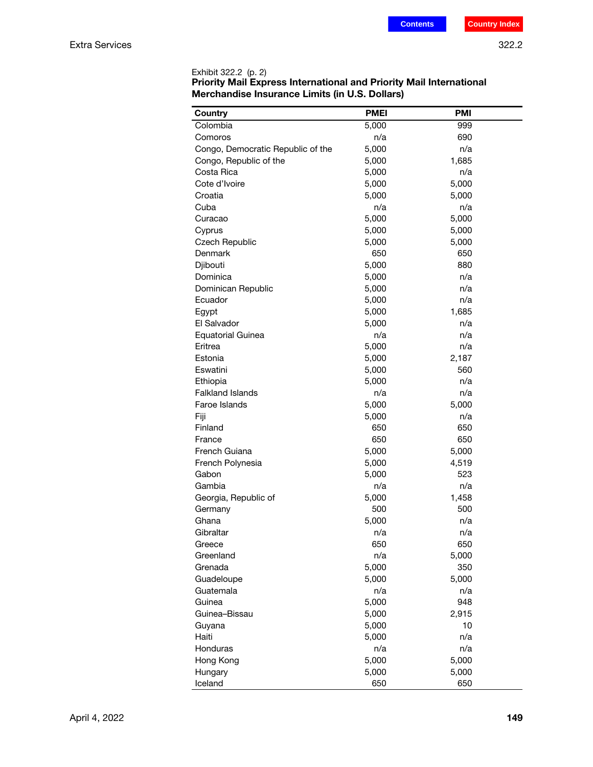Exhibit 322.2 (p. 2)

**Priority Mail Express International and Priority Mail International Merchandise Insurance Limits (in U.S. Dollars)**

| Country | PMEI | PMI |
|---|---|---|
| Colombia | 5,000 | 999 |
| Comoros | n/a | 690 |
| Congo, Democratic Republic of the | 5,000 | n/a |
| Congo, Republic of the | 5,000 | 1,685 |
| Costa Rica | 5,000 | n/a |
| Cote d'Ivoire | 5,000 | 5,000 |
| Croatia | 5,000 | 5,000 |
| Cuba | n/a | n/a |
| Curacao | 5,000 | 5,000 |
| Cyprus | 5,000 | 5,000 |
| Czech Republic | 5,000 | 5,000 |
| Denmark | 650 | 650 |
| Djibouti | 5,000 | 880 |
| Dominica | 5,000 | n/a |
| Dominican Republic | 5,000 | n/a |
| Ecuador | 5,000 | n/a |
| Egypt | 5,000 | 1,685 |
| El Salvador | 5,000 | n/a |
| Equatorial Guinea | n/a | n/a |
| Eritrea | 5,000 | n/a |
| Estonia | 5,000 | 2,187 |
| Eswatini | 5,000 | 560 |
| Ethiopia | 5,000 | n/a |
| Falkland Islands | n/a | n/a |
| Faroe Islands | 5,000 | 5,000 |
| Fiji | 5,000 | n/a |
| Finland | 650 | 650 |
| France | 650 | 650 |
| French Guiana | 5,000 | 5,000 |
| French Polynesia | 5,000 | 4,519 |
| Gabon | 5,000 | 523 |
| Gambia | n/a | n/a |
| Georgia, Republic of | 5,000 | 1,458 |
| Germany | 500 | 500 |
| Ghana | 5,000 | n/a |
| Gibraltar | n/a | n/a |
| Greece | 650 | 650 |
| Greenland | n/a | 5,000 |
| Grenada | 5,000 | 350 |
| Guadeloupe | 5,000 | 5,000 |
| Guatemala | n/a | n/a |
| Guinea | 5,000 | 948 |
| Guinea–Bissau | 5,000 | 2,915 |
| Guyana | 5,000 | 10 |
| Haiti | 5,000 | n/a |
| Honduras | n/a | n/a |
| Hong Kong | 5,000 | 5,000 |
| Hungary | 5,000 | 5,000 |
| Iceland | 650 | 650 |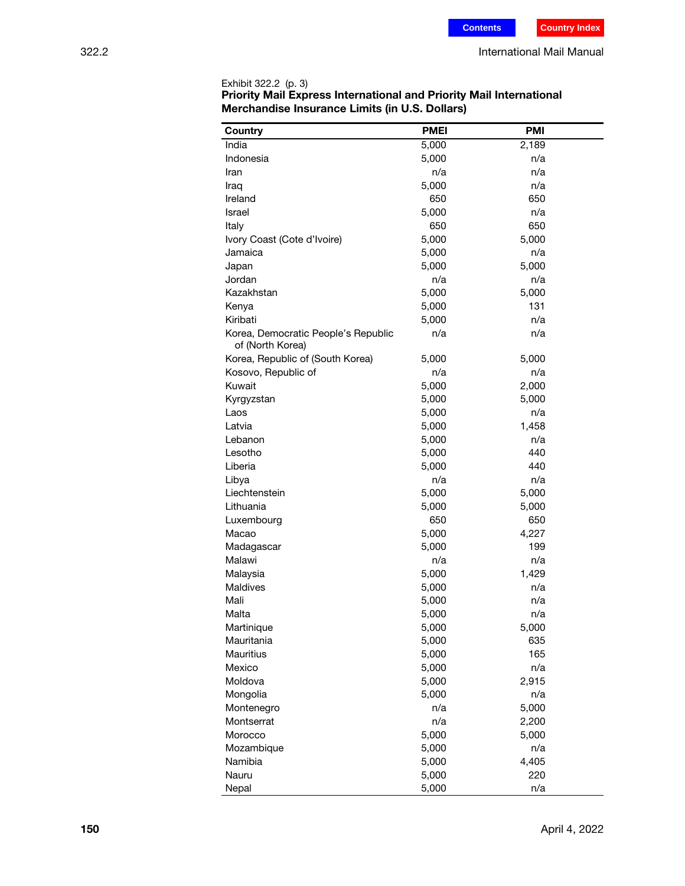Exhibit 322.2 (p. 3)

**Priority Mail Express International and Priority Mail International Merchandise Insurance Limits (in U.S. Dollars)**

| Country | PMEI | PMI |
|---|---|---|
| India | 5,000 | 2,189 |
| Indonesia | 5,000 | n/a |
| Iran | n/a | n/a |
| Iraq | 5,000 | n/a |
| Ireland | 650 | 650 |
| Israel | 5,000 | n/a |
| Italy | 650 | 650 |
| Ivory Coast (Cote d'Ivoire) | 5,000 | 5,000 |
| Jamaica | 5,000 | n/a |
| Japan | 5,000 | 5,000 |
| Jordan | n/a | n/a |
| Kazakhstan | 5,000 | 5,000 |
| Kenya | 5,000 | 131 |
| Kiribati | 5,000 | n/a |
| Korea, Democratic People's Republic of (North Korea) | n/a | n/a |
| Korea, Republic of (South Korea) | 5,000 | 5,000 |
| Kosovo, Republic of | n/a | n/a |
| Kuwait | 5,000 | 2,000 |
| Kyrgyzstan | 5,000 | 5,000 |
| Laos | 5,000 | n/a |
| Latvia | 5,000 | 1,458 |
| Lebanon | 5,000 | n/a |
| Lesotho | 5,000 | 440 |
| Liberia | 5,000 | 440 |
| Libya | n/a | n/a |
| Liechtenstein | 5,000 | 5,000 |
| Lithuania | 5,000 | 5,000 |
| Luxembourg | 650 | 650 |
| Macao | 5,000 | 4,227 |
| Madagascar | 5,000 | 199 |
| Malawi | n/a | n/a |
| Malaysia | 5,000 | 1,429 |
| Maldives | 5,000 | n/a |
| Mali | 5,000 | n/a |
| Malta | 5,000 | n/a |
| Martinique | 5,000 | 5,000 |
| Mauritania | 5,000 | 635 |
| Mauritius | 5,000 | 165 |
| Mexico | 5,000 | n/a |
| Moldova | 5,000 | 2,915 |
| Mongolia | 5,000 | n/a |
| Montenegro | n/a | 5,000 |
| Montserrat | n/a | 2,200 |
| Morocco | 5,000 | 5,000 |
| Mozambique | 5,000 | n/a |
| Namibia | 5,000 | 4,405 |
| Nauru | 5,000 | 220 |
| Nepal | 5,000 | n/a |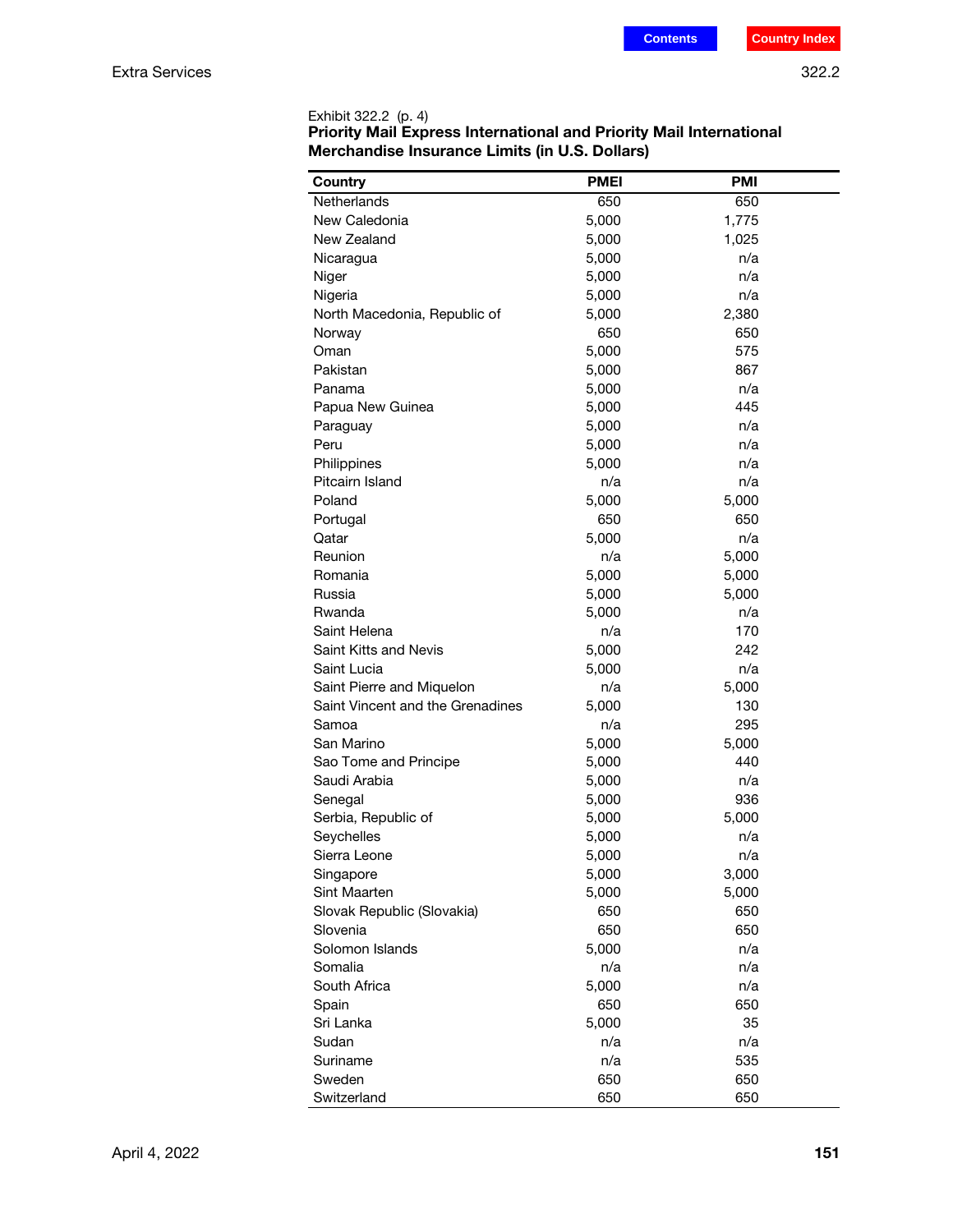Exhibit 322.2 (p. 4)

**Priority Mail Express International and Priority Mail International Merchandise Insurance Limits (in U.S. Dollars)**

| Country | PMEI | PMI |
|---|---|---|
| Netherlands | 650 | 650 |
| New Caledonia | 5,000 | 1,775 |
| New Zealand | 5,000 | 1,025 |
| Nicaragua | 5,000 | n/a |
| Niger | 5,000 | n/a |
| Nigeria | 5,000 | n/a |
| North Macedonia, Republic of | 5,000 | 2,380 |
| Norway | 650 | 650 |
| Oman | 5,000 | 575 |
| Pakistan | 5,000 | 867 |
| Panama | 5,000 | n/a |
| Papua New Guinea | 5,000 | 445 |
| Paraguay | 5,000 | n/a |
| Peru | 5,000 | n/a |
| Philippines | 5,000 | n/a |
| Pitcairn Island | n/a | n/a |
| Poland | 5,000 | 5,000 |
| Portugal | 650 | 650 |
| Qatar | 5,000 | n/a |
| Reunion | n/a | 5,000 |
| Romania | 5,000 | 5,000 |
| Russia | 5,000 | 5,000 |
| Rwanda | 5,000 | n/a |
| Saint Helena | n/a | 170 |
| Saint Kitts and Nevis | 5,000 | 242 |
| Saint Lucia | 5,000 | n/a |
| Saint Pierre and Miquelon | n/a | 5,000 |
| Saint Vincent and the Grenadines | 5,000 | 130 |
| Samoa | n/a | 295 |
| San Marino | 5,000 | 5,000 |
| Sao Tome and Principe | 5,000 | 440 |
| Saudi Arabia | 5,000 | n/a |
| Senegal | 5,000 | 936 |
| Serbia, Republic of | 5,000 | 5,000 |
| Seychelles | 5,000 | n/a |
| Sierra Leone | 5,000 | n/a |
| Singapore | 5,000 | 3,000 |
| Sint Maarten | 5,000 | 5,000 |
| Slovak Republic (Slovakia) | 650 | 650 |
| Slovenia | 650 | 650 |
| Solomon Islands | 5,000 | n/a |
| Somalia | n/a | n/a |
| South Africa | 5,000 | n/a |
| Spain | 650 | 650 |
| Sri Lanka | 5,000 | 35 |
| Sudan | n/a | n/a |
| Suriname | n/a | 535 |
| Sweden | 650 | 650 |
| Switzerland | 650 | 650 |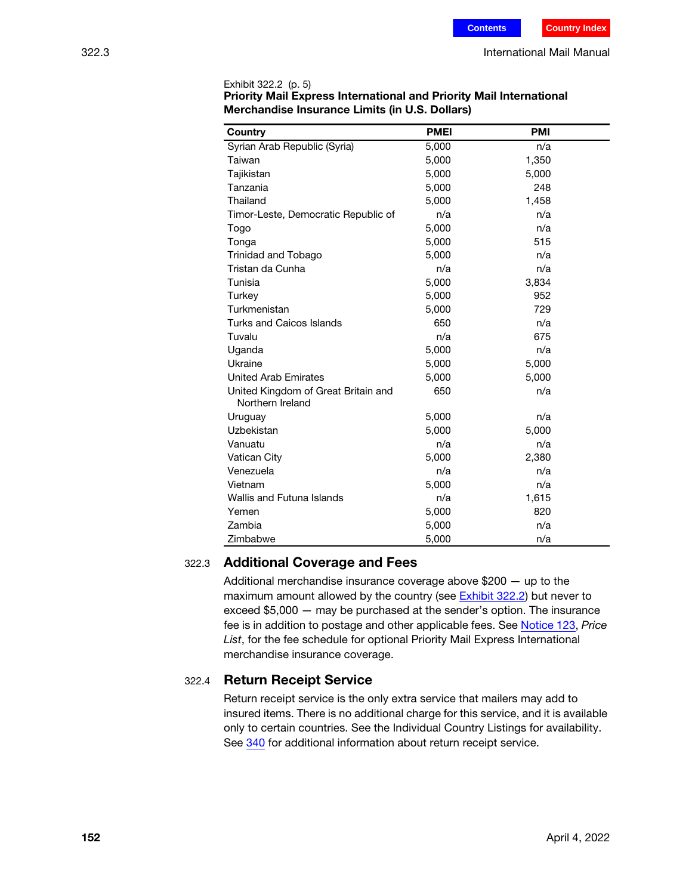Exhibit 322.2 (p. 5)

**Priority Mail Express International and Priority Mail International Merchandise Insurance Limits (in U.S. Dollars)**

| Country | PMEI | PMI |
|---|---|---|
| Syrian Arab Republic (Syria) | 5,000 | n/a |
| Taiwan | 5,000 | 1,350 |
| Tajikistan | 5,000 | 5,000 |
| Tanzania | 5,000 | 248 |
| Thailand | 5,000 | 1,458 |
| Timor-Leste, Democratic Republic of | n/a | n/a |
| Togo | 5,000 | n/a |
| Tonga | 5,000 | 515 |
| Trinidad and Tobago | 5,000 | n/a |
| Tristan da Cunha | n/a | n/a |
| Tunisia | 5,000 | 3,834 |
| Turkey | 5,000 | 952 |
| Turkmenistan | 5,000 | 729 |
| Turks and Caicos Islands | 650 | n/a |
| Tuvalu | n/a | 675 |
| Uganda | 5,000 | n/a |
| Ukraine | 5,000 | 5,000 |
| United Arab Emirates | 5,000 | 5,000 |
| United Kingdom of Great Britain and Northern Ireland | 650 | n/a |
| Uruguay | 5,000 | n/a |
| Uzbekistan | 5,000 | 5,000 |
| Vanuatu | n/a | n/a |
| Vatican City | 5,000 | 2,380 |
| Venezuela | n/a | n/a |
| Vietnam | 5,000 | n/a |
| Wallis and Futuna Islands | n/a | 1,615 |
| Yemen | 5,000 | 820 |
| Zambia | 5,000 | n/a |
| Zimbabwe | 5,000 | n/a |

## 322.3 Additional Coverage and Fees

Additional merchandise insurance coverage above $200 — up to the maximum amount allowed by the country (see Exhibit 322.2) but never to exceed $5,000 — may be purchased at the sender's option. The insurance fee is in addition to postage and other applicable fees. See Notice 123, *Price List*, for the fee schedule for optional Priority Mail Express International merchandise insurance coverage.

## 322.4 Return Receipt Service

Return receipt service is the only extra service that mailers may add to insured items. There is no additional charge for this service, and it is available only to certain countries. See the Individual Country Listings for availability. See 340 for additional information about return receipt service.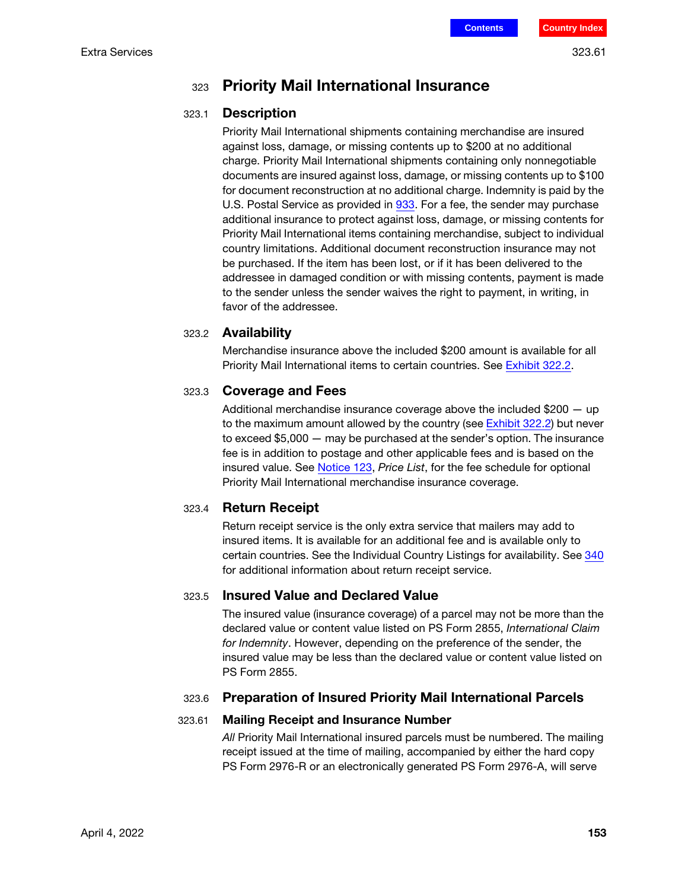# 323 Priority Mail International Insurance

## 323.1 Description

Priority Mail International shipments containing merchandise are insured against loss, damage, or missing contents up to $200 at no additional charge. Priority Mail International shipments containing only nonnegotiable documents are insured against loss, damage, or missing contents up to $100 for document reconstruction at no additional charge. Indemnity is paid by the U.S. Postal Service as provided in 933. For a fee, the sender may purchase additional insurance to protect against loss, damage, or missing contents for Priority Mail International items containing merchandise, subject to individual country limitations. Additional document reconstruction insurance may not be purchased. If the item has been lost, or if it has been delivered to the addressee in damaged condition or with missing contents, payment is made to the sender unless the sender waives the right to payment, in writing, in favor of the addressee.

## 323.2 Availability

Merchandise insurance above the included $200 amount is available for all Priority Mail International items to certain countries. See Exhibit 322.2.

## 323.3 Coverage and Fees

Additional merchandise insurance coverage above the included $200 — up to the maximum amount allowed by the country (see Exhibit 322.2) but never to exceed $5,000 — may be purchased at the sender's option. The insurance fee is in addition to postage and other applicable fees and is based on the insured value. See Notice 123, *Price List*, for the fee schedule for optional Priority Mail International merchandise insurance coverage.

## 323.4 Return Receipt

Return receipt service is the only extra service that mailers may add to insured items. It is available for an additional fee and is available only to certain countries. See the Individual Country Listings for availability. See 340 for additional information about return receipt service.

## 323.5 Insured Value and Declared Value

The insured value (insurance coverage) of a parcel may not be more than the declared value or content value listed on PS Form 2855, *International Claim for Indemnity*. However, depending on the preference of the sender, the insured value may be less than the declared value or content value listed on PS Form 2855.

## 323.6 Preparation of Insured Priority Mail International Parcels

### 323.61 Mailing Receipt and Insurance Number

*All* Priority Mail International insured parcels must be numbered. The mailing receipt issued at the time of mailing, accompanied by either the hard copy PS Form 2976-R or an electronically generated PS Form 2976-A, will serve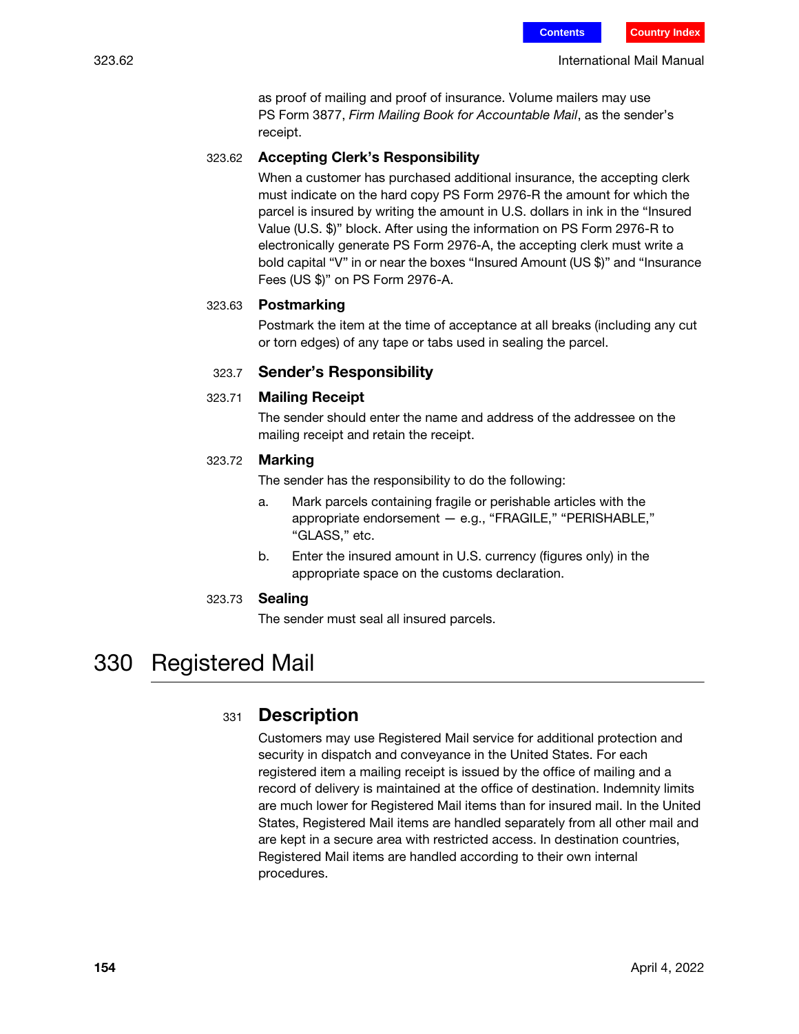as proof of mailing and proof of insurance. Volume mailers may use PS Form 3877, *Firm Mailing Book for Accountable Mail*, as the sender's receipt.

#### 323.62 Accepting Clerk's Responsibility

When a customer has purchased additional insurance, the accepting clerk must indicate on the hard copy PS Form 2976-R the amount for which the parcel is insured by writing the amount in U.S. dollars in ink in the "Insured Value (U.S. $)" block. After using the information on PS Form 2976-R to electronically generate PS Form 2976-A, the accepting clerk must write a bold capital "V" in or near the boxes "Insured Amount (US $)" and "Insurance Fees (US $)" on PS Form 2976-A.

#### 323.63 Postmarking

Postmark the item at the time of acceptance at all breaks (including any cut or torn edges) of any tape or tabs used in sealing the parcel.

### 323.7 Sender's Responsibility

#### 323.71 Mailing Receipt

The sender should enter the name and address of the addressee on the mailing receipt and retain the receipt.

#### 323.72 Marking

The sender has the responsibility to do the following:

a. Mark parcels containing fragile or perishable articles with the appropriate endorsement — e.g., "FRAGILE," "PERISHABLE," "GLASS," etc.

b. Enter the insured amount in U.S. currency (figures only) in the appropriate space on the customs declaration.

#### 323.73 Sealing

The sender must seal all insured parcels.

# 330 Registered Mail

## 331 Description

Customers may use Registered Mail service for additional protection and security in dispatch and conveyance in the United States. For each registered item a mailing receipt is issued by the office of mailing and a record of delivery is maintained at the office of destination. Indemnity limits are much lower for Registered Mail items than for insured mail. In the United States, Registered Mail items are handled separately from all other mail and are kept in a secure area with restricted access. In destination countries, Registered Mail items are handled according to their own internal procedures.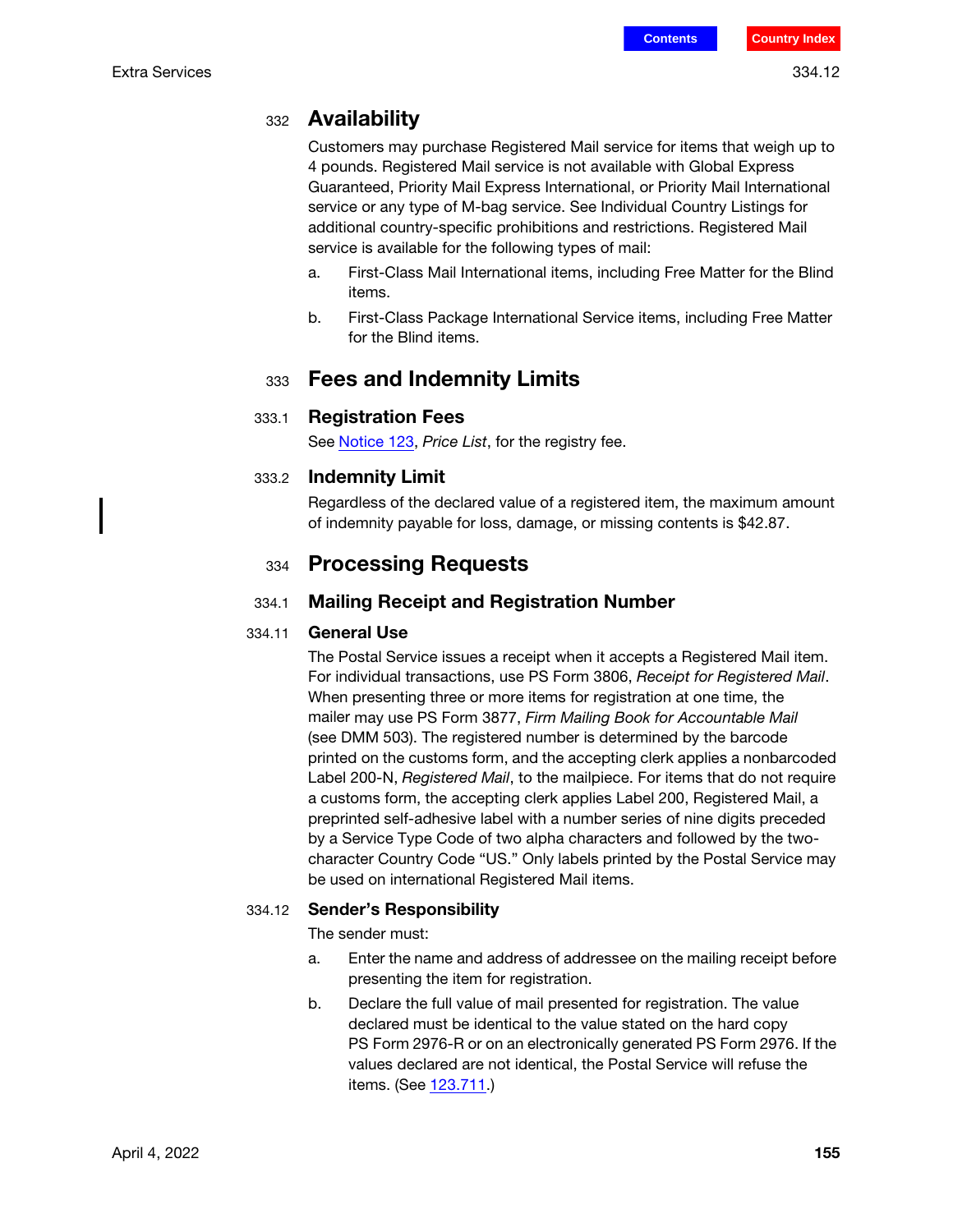## 332 Availability

Customers may purchase Registered Mail service for items that weigh up to 4 pounds. Registered Mail service is not available with Global Express Guaranteed, Priority Mail Express International, or Priority Mail International service or any type of M-bag service. See Individual Country Listings for additional country-specific prohibitions and restrictions. Registered Mail service is available for the following types of mail:

a. First-Class Mail International items, including Free Matter for the Blind items.

b. First-Class Package International Service items, including Free Matter for the Blind items.

## 333 Fees and Indemnity Limits

### 333.1 Registration Fees

See Notice 123, *Price List*, for the registry fee.

### 333.2 Indemnity Limit

Regardless of the declared value of a registered item, the maximum amount of indemnity payable for loss, damage, or missing contents is $42.87.

## 334 Processing Requests

### 334.1 Mailing Receipt and Registration Number

#### 334.11 General Use

The Postal Service issues a receipt when it accepts a Registered Mail item. For individual transactions, use PS Form 3806, *Receipt for Registered Mail*. When presenting three or more items for registration at one time, the mailer may use PS Form 3877, *Firm Mailing Book for Accountable Mail* (see DMM 503). The registered number is determined by the barcode printed on the customs form, and the accepting clerk applies a nonbarcoded Label 200-N, *Registered Mail*, to the mailpiece. For items that do not require a customs form, the accepting clerk applies Label 200, Registered Mail, a preprinted self-adhesive label with a number series of nine digits preceded by a Service Type Code of two alpha characters and followed by the two-character Country Code “US.” Only labels printed by the Postal Service may be used on international Registered Mail items.

#### 334.12 Sender’s Responsibility

The sender must:

a. Enter the name and address of addressee on the mailing receipt before presenting the item for registration.

b. Declare the full value of mail presented for registration. The value declared must be identical to the value stated on the hard copy PS Form 2976-R or on an electronically generated PS Form 2976. If the values declared are not identical, the Postal Service will refuse the items. (See 123.711.)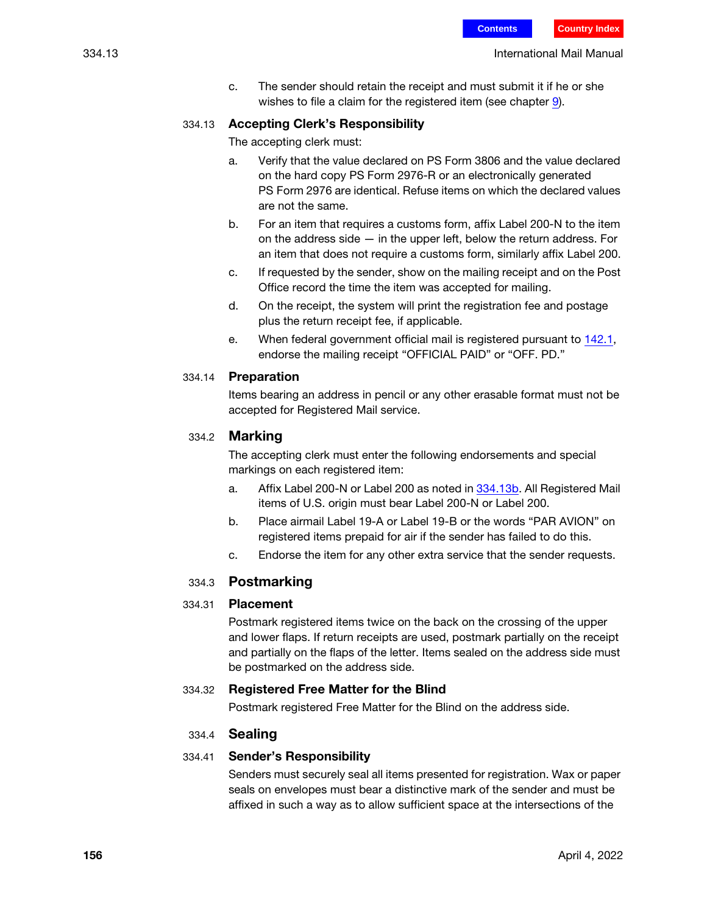c. The sender should retain the receipt and must submit it if he or she wishes to file a claim for the registered item (see chapter 9).

### 334.13 Accepting Clerk's Responsibility

The accepting clerk must:

a. Verify that the value declared on PS Form 3806 and the value declared on the hard copy PS Form 2976-R or an electronically generated PS Form 2976 are identical. Refuse items on which the declared values are not the same.

b. For an item that requires a customs form, affix Label 200-N to the item on the address side — in the upper left, below the return address. For an item that does not require a customs form, similarly affix Label 200.

c. If requested by the sender, show on the mailing receipt and on the Post Office record the time the item was accepted for mailing.

d. On the receipt, the system will print the registration fee and postage plus the return receipt fee, if applicable.

e. When federal government official mail is registered pursuant to 142.1, endorse the mailing receipt "OFFICIAL PAID" or "OFF. PD."

### 334.14 Preparation

Items bearing an address in pencil or any other erasable format must not be accepted for Registered Mail service.

## 334.2 Marking

The accepting clerk must enter the following endorsements and special markings on each registered item:

a. Affix Label 200-N or Label 200 as noted in 334.13b. All Registered Mail items of U.S. origin must bear Label 200-N or Label 200.

b. Place airmail Label 19-A or Label 19-B or the words "PAR AVION" on registered items prepaid for air if the sender has failed to do this.

c. Endorse the item for any other extra service that the sender requests.

## 334.3 Postmarking

### 334.31 Placement

Postmark registered items twice on the back on the crossing of the upper and lower flaps. If return receipts are used, postmark partially on the receipt and partially on the flaps of the letter. Items sealed on the address side must be postmarked on the address side.

### 334.32 Registered Free Matter for the Blind

Postmark registered Free Matter for the Blind on the address side.

## 334.4 Sealing

### 334.41 Sender's Responsibility

Senders must securely seal all items presented for registration. Wax or paper seals on envelopes must bear a distinctive mark of the sender and must be affixed in such a way as to allow sufficient space at the intersections of the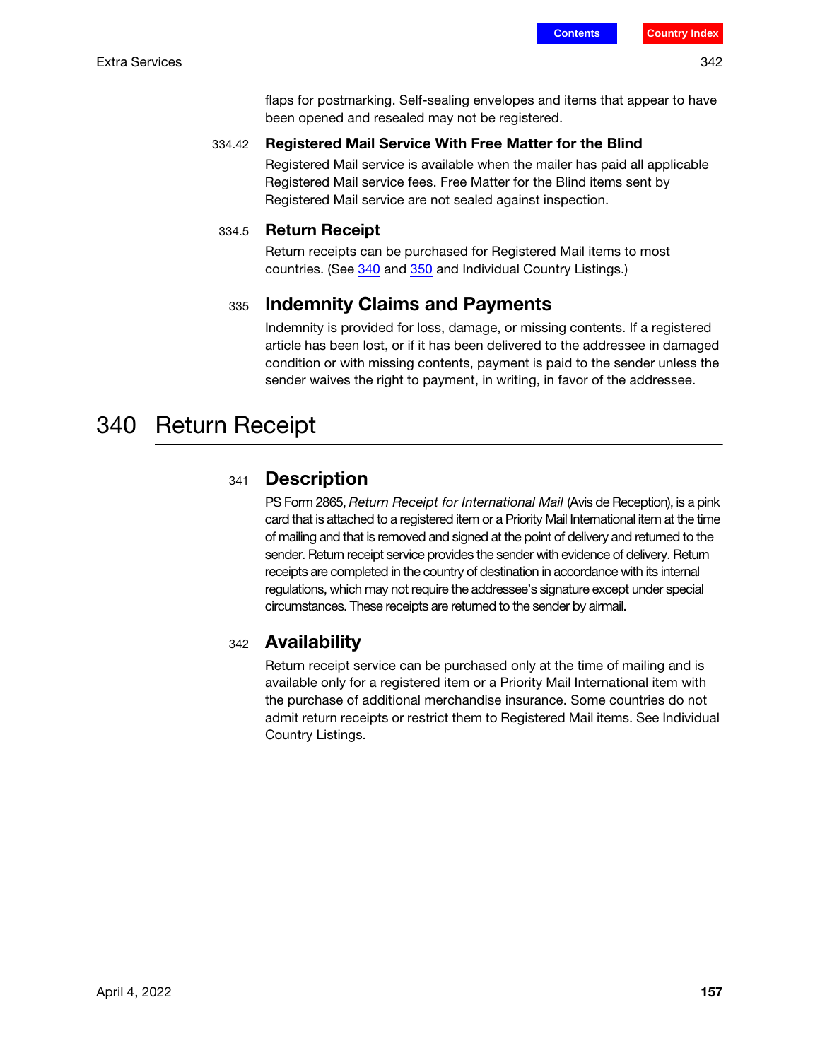flaps for postmarking. Self-sealing envelopes and items that appear to have been opened and resealed may not be registered.

#### 334.42 Registered Mail Service With Free Matter for the Blind

Registered Mail service is available when the mailer has paid all applicable Registered Mail service fees. Free Matter for the Blind items sent by Registered Mail service are not sealed against inspection.

### 334.5 Return Receipt

Return receipts can be purchased for Registered Mail items to most countries. (See 340 and 350 and Individual Country Listings.)

### 335 Indemnity Claims and Payments

Indemnity is provided for loss, damage, or missing contents. If a registered article has been lost, or if it has been delivered to the addressee in damaged condition or with missing contents, payment is paid to the sender unless the sender waives the right to payment, in writing, in favor of the addressee.

## 340 Return Receipt

### 341 Description

PS Form 2865, *Return Receipt for International Mail* (Avis de Reception), is a pink card that is attached to a registered item or a Priority Mail International item at the time of mailing and that is removed and signed at the point of delivery and returned to the sender. Return receipt service provides the sender with evidence of delivery. Return receipts are completed in the country of destination in accordance with its internal regulations, which may not require the addressee's signature except under special circumstances. These receipts are returned to the sender by airmail.

### 342 Availability

Return receipt service can be purchased only at the time of mailing and is available only for a registered item or a Priority Mail International item with the purchase of additional merchandise insurance. Some countries do not admit return receipts or restrict them to Registered Mail items. See Individual Country Listings.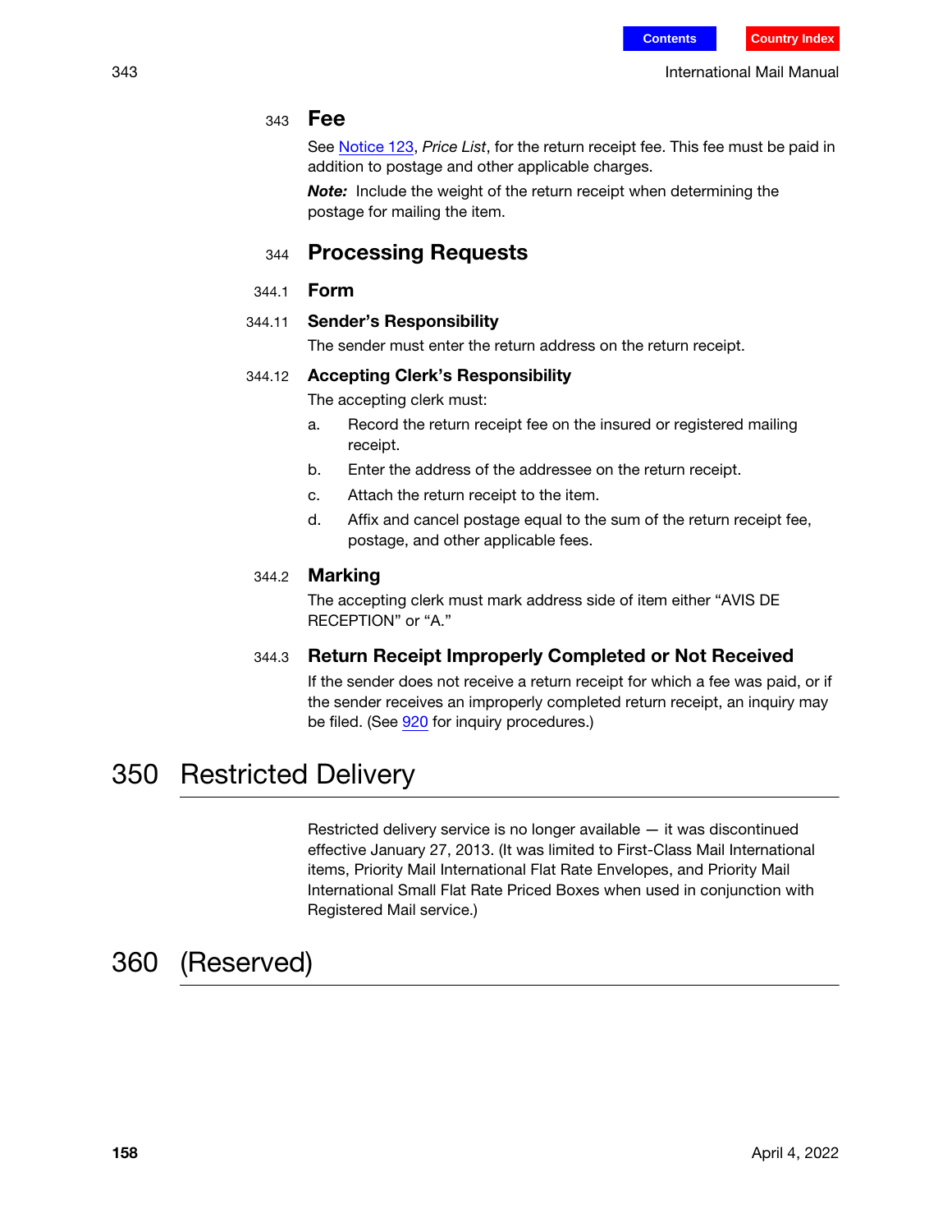### 343 Fee

See Notice 123, *Price List*, for the return receipt fee. This fee must be paid in addition to postage and other applicable charges.

***Note:*** Include the weight of the return receipt when determining the postage for mailing the item.

### 344 Processing Requests

#### 344.1 Form

##### 344.11 Sender's Responsibility

The sender must enter the return address on the return receipt.

##### 344.12 Accepting Clerk's Responsibility

The accepting clerk must:

a. Record the return receipt fee on the insured or registered mailing receipt.

b. Enter the address of the addressee on the return receipt.

c. Attach the return receipt to the item.

d. Affix and cancel postage equal to the sum of the return receipt fee, postage, and other applicable fees.

#### 344.2 Marking

The accepting clerk must mark address side of item either "AVIS DE RECEPTION" or "A."

#### 344.3 Return Receipt Improperly Completed or Not Received

If the sender does not receive a return receipt for which a fee was paid, or if the sender receives an improperly completed return receipt, an inquiry may be filed. (See 920 for inquiry procedures.)

## 350 Restricted Delivery

Restricted delivery service is no longer available — it was discontinued effective January 27, 2013. (It was limited to First-Class Mail International items, Priority Mail International Flat Rate Envelopes, and Priority Mail International Small Flat Rate Priced Boxes when used in conjunction with Registered Mail service.)

## 360 (Reserved)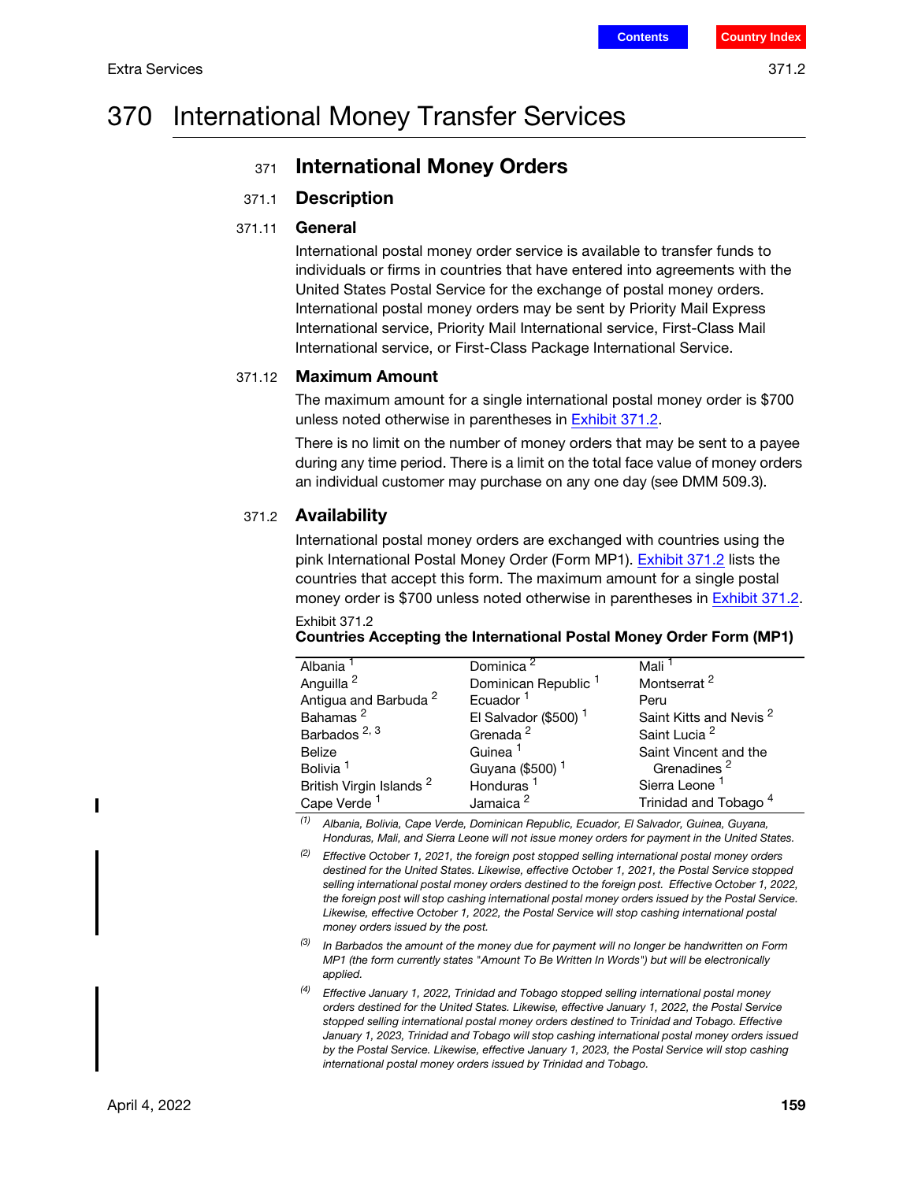# 370 International Money Transfer Services

## 371 International Money Orders

### 371.1 Description

#### 371.11 General

International postal money order service is available to transfer funds to individuals or firms in countries that have entered into agreements with the United States Postal Service for the exchange of postal money orders. International postal money orders may be sent by Priority Mail Express International service, Priority Mail International service, First-Class Mail International service, or First-Class Package International Service.

#### 371.12 Maximum Amount

The maximum amount for a single international postal money order is $700 unless noted otherwise in parentheses in Exhibit 371.2.

There is no limit on the number of money orders that may be sent to a payee during any time period. There is a limit on the total face value of money orders an individual customer may purchase on any one day (see DMM 509.3).

### 371.2 Availability

International postal money orders are exchanged with countries using the pink International Postal Money Order (Form MP1). Exhibit 371.2 lists the countries that accept this form. The maximum amount for a single postal money order is $700 unless noted otherwise in parentheses in Exhibit 371.2.

Exhibit 371.2
**Countries Accepting the International Postal Money Order Form (MP1)**

| | | |
|---|---|---|
| Albania [1] | Dominica [2] | Mali [1] |
| Anguilla [2] | Dominican Republic [1] | Montserrat [2] |
| Antigua and Barbuda [2] | Ecuador [1] | Peru |
| Bahamas [2] | El Salvador ($500) [1] | Saint Kitts and Nevis [2] |
| Barbados [2, 3] | Grenada [2] | Saint Lucia [2] |
| Belize | Guinea [1] | Saint Vincent and the Grenadines [2] |
| Bolivia [1] | Guyana ($500) [1] | Sierra Leone [1] |
| British Virgin Islands [2] | Honduras [1] | Trinidad and Tobago [4] |
| Cape Verde [1] | Jamaica [2] | |

*(1) Albania, Bolivia, Cape Verde, Dominican Republic, Ecuador, El Salvador, Guinea, Guyana, Honduras, Mali, and Sierra Leone will not issue money orders for payment in the United States.*

*(2) Effective October 1, 2021, the foreign post stopped selling international postal money orders destined for the United States. Likewise, effective October 1, 2021, the Postal Service stopped selling international postal money orders destined to the foreign post. Effective October 1, 2022, the foreign post will stop cashing international postal money orders issued by the Postal Service. Likewise, effective October 1, 2022, the Postal Service will stop cashing international postal money orders issued by the post.*

*(3) In Barbados the amount of the money due for payment will no longer be handwritten on Form MP1 (the form currently states "Amount To Be Written In Words") but will be electronically applied.*

*(4) Effective January 1, 2022, Trinidad and Tobago stopped selling international postal money orders destined for the United States. Likewise, effective January 1, 2022, the Postal Service stopped selling international postal money orders destined to Trinidad and Tobago. Effective January 1, 2023, Trinidad and Tobago will stop cashing international postal money orders issued by the Postal Service. Likewise, effective January 1, 2023, the Postal Service will stop cashing international postal money orders issued by Trinidad and Tobago.*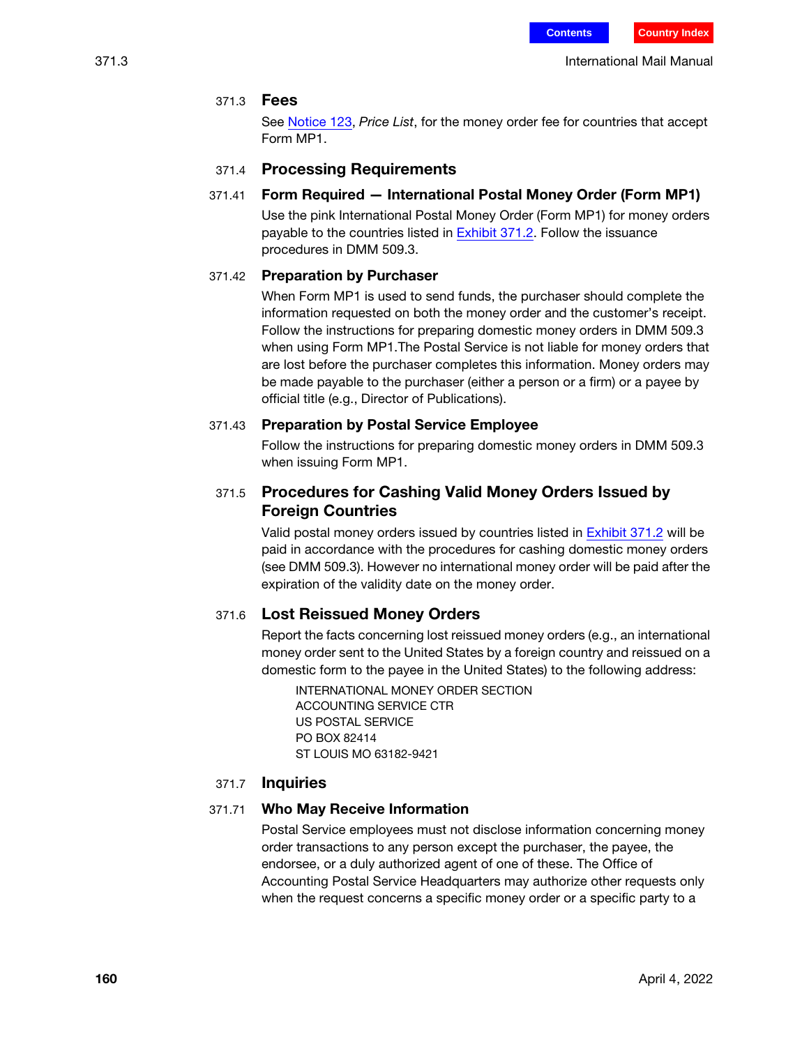### 371.3 Fees

See Notice 123, *Price List*, for the money order fee for countries that accept Form MP1.

### 371.4 Processing Requirements

#### 371.41 Form Required — International Postal Money Order (Form MP1)

Use the pink International Postal Money Order (Form MP1) for money orders payable to the countries listed in Exhibit 371.2. Follow the issuance procedures in DMM 509.3.

#### 371.42 Preparation by Purchaser

When Form MP1 is used to send funds, the purchaser should complete the information requested on both the money order and the customer's receipt. Follow the instructions for preparing domestic money orders in DMM 509.3 when using Form MP1.The Postal Service is not liable for money orders that are lost before the purchaser completes this information. Money orders may be made payable to the purchaser (either a person or a firm) or a payee by official title (e.g., Director of Publications).

#### 371.43 Preparation by Postal Service Employee

Follow the instructions for preparing domestic money orders in DMM 509.3 when issuing Form MP1.

### 371.5 Procedures for Cashing Valid Money Orders Issued by Foreign Countries

Valid postal money orders issued by countries listed in Exhibit 371.2 will be paid in accordance with the procedures for cashing domestic money orders (see DMM 509.3). However no international money order will be paid after the expiration of the validity date on the money order.

### 371.6 Lost Reissued Money Orders

Report the facts concerning lost reissued money orders (e.g., an international money order sent to the United States by a foreign country and reissued on a domestic form to the payee in the United States) to the following address:

INTERNATIONAL MONEY ORDER SECTION
ACCOUNTING SERVICE CTR
US POSTAL SERVICE
PO BOX 82414
ST LOUIS MO 63182-9421

### 371.7 Inquiries

#### 371.71 Who May Receive Information

Postal Service employees must not disclose information concerning money order transactions to any person except the purchaser, the payee, the endorsee, or a duly authorized agent of one of these. The Office of Accounting Postal Service Headquarters may authorize other requests only when the request concerns a specific money order or a specific party to a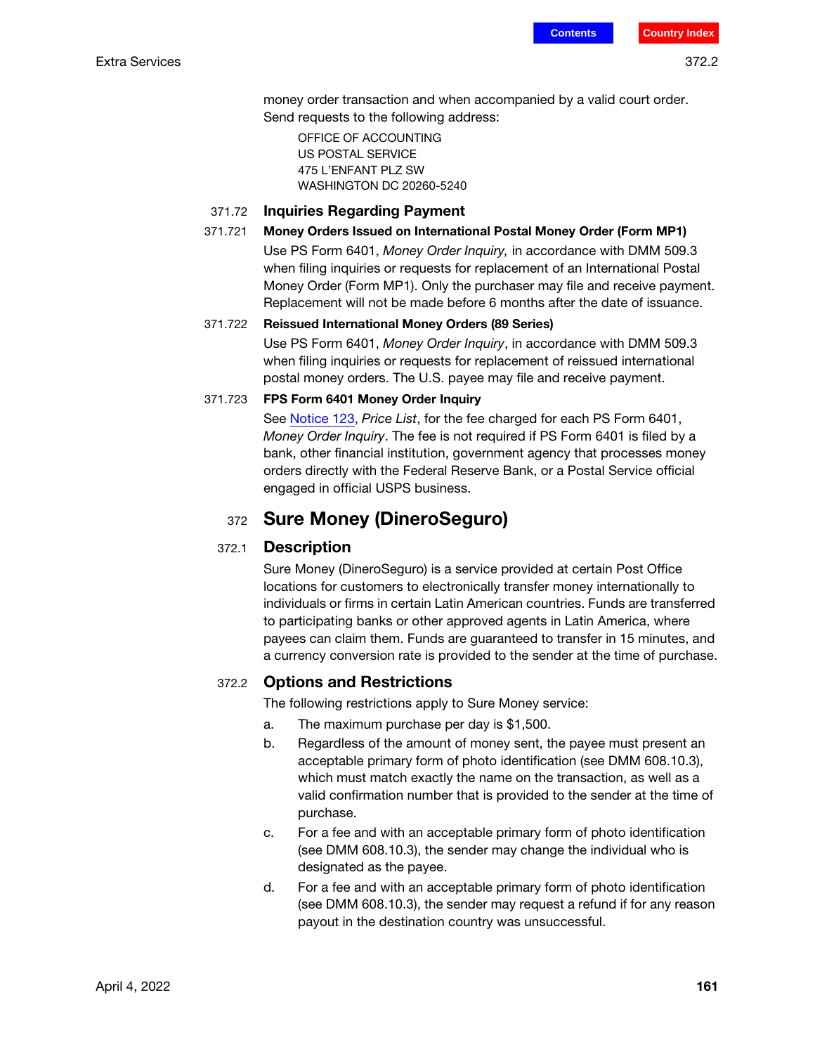money order transaction and when accompanied by a valid court order. Send requests to the following address:

OFFICE OF ACCOUNTING
US POSTAL SERVICE
475 L'ENFANT PLZ SW
WASHINGTON DC 20260-5240

### 371.72 Inquiries Regarding Payment

#### 371.721 Money Orders Issued on International Postal Money Order (Form MP1)

Use PS Form 6401, *Money Order Inquiry,* in accordance with DMM 509.3 when filing inquiries or requests for replacement of an International Postal Money Order (Form MP1). Only the purchaser may file and receive payment. Replacement will not be made before 6 months after the date of issuance.

#### 371.722 Reissued International Money Orders (89 Series)

Use PS Form 6401, *Money Order Inquiry*, in accordance with DMM 509.3 when filing inquiries or requests for replacement of reissued international postal money orders. The U.S. payee may file and receive payment.

#### 371.723 FPS Form 6401 Money Order Inquiry

See Notice 123, *Price List*, for the fee charged for each PS Form 6401, *Money Order Inquiry*. The fee is not required if PS Form 6401 is filed by a bank, other financial institution, government agency that processes money orders directly with the Federal Reserve Bank, or a Postal Service official engaged in official USPS business.

# 372 Sure Money (DineroSeguro)

## 372.1 Description

Sure Money (DineroSeguro) is a service provided at certain Post Office locations for customers to electronically transfer money internationally to individuals or firms in certain Latin American countries. Funds are transferred to participating banks or other approved agents in Latin America, where payees can claim them. Funds are guaranteed to transfer in 15 minutes, and a currency conversion rate is provided to the sender at the time of purchase.

## 372.2 Options and Restrictions

The following restrictions apply to Sure Money service:

a. The maximum purchase per day is $1,500.

b. Regardless of the amount of money sent, the payee must present an acceptable primary form of photo identification (see DMM 608.10.3), which must match exactly the name on the transaction, as well as a valid confirmation number that is provided to the sender at the time of purchase.

c. For a fee and with an acceptable primary form of photo identification (see DMM 608.10.3), the sender may change the individual who is designated as the payee.

d. For a fee and with an acceptable primary form of photo identification (see DMM 608.10.3), the sender may request a refund if for any reason payout in the destination country was unsuccessful.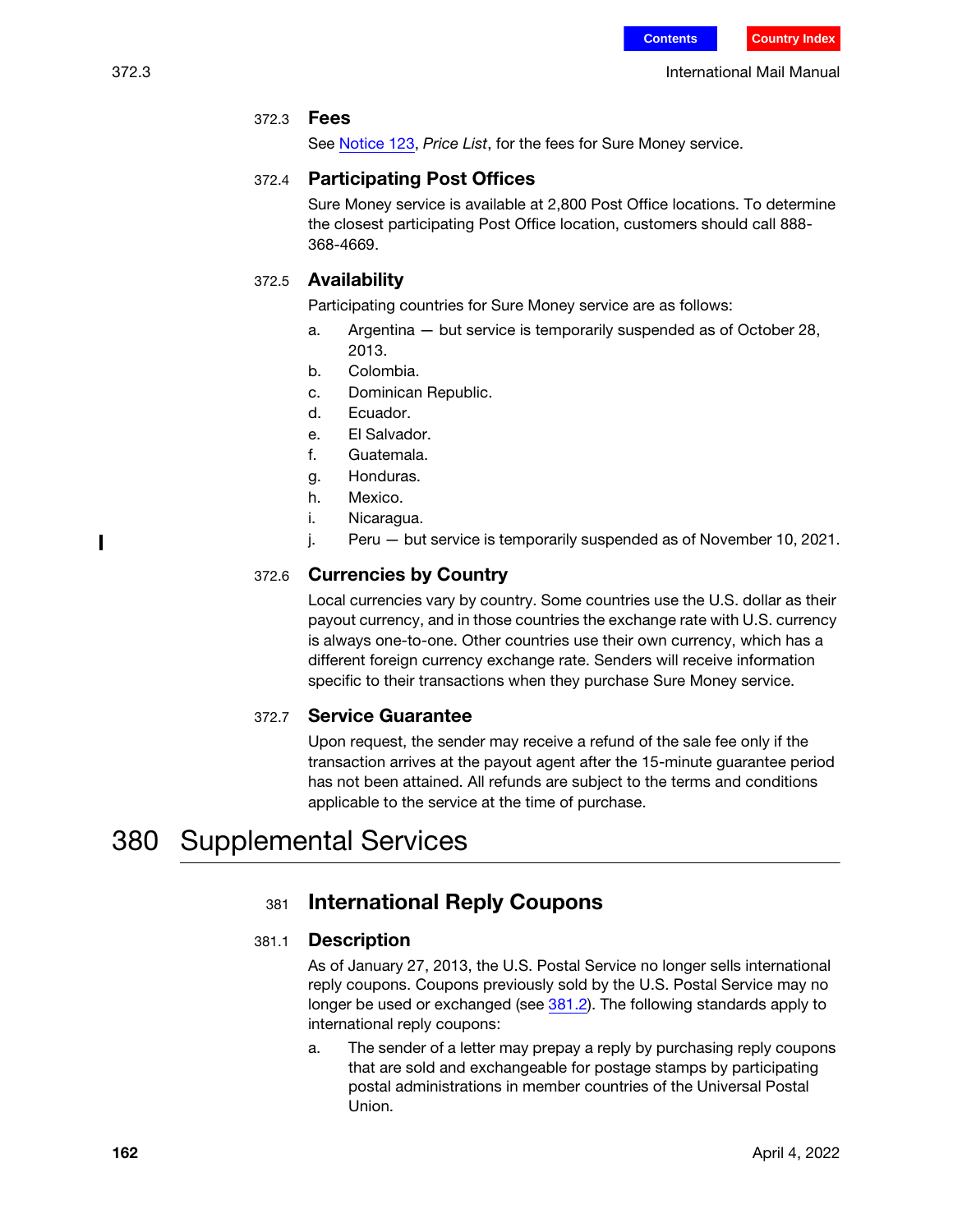#### 372.3 Fees

See Notice 123, *Price List*, for the fees for Sure Money service.

#### 372.4 Participating Post Offices

Sure Money service is available at 2,800 Post Office locations. To determine the closest participating Post Office location, customers should call 888-368-4669.

#### 372.5 Availability

Participating countries for Sure Money service are as follows:

a. Argentina — but service is temporarily suspended as of October 28, 2013.
b. Colombia.
c. Dominican Republic.
d. Ecuador.
e. El Salvador.
f. Guatemala.
g. Honduras.
h. Mexico.
i. Nicaragua.
j. Peru — but service is temporarily suspended as of November 10, 2021.

#### 372.6 Currencies by Country

Local currencies vary by country. Some countries use the U.S. dollar as their payout currency, and in those countries the exchange rate with U.S. currency is always one-to-one. Other countries use their own currency, which has a different foreign currency exchange rate. Senders will receive information specific to their transactions when they purchase Sure Money service.

#### 372.7 Service Guarantee

Upon request, the sender may receive a refund of the sale fee only if the transaction arrives at the payout agent after the 15-minute guarantee period has not been attained. All refunds are subject to the terms and conditions applicable to the service at the time of purchase.

# 380 Supplemental Services

## 381 International Reply Coupons

#### 381.1 Description

As of January 27, 2013, the U.S. Postal Service no longer sells international reply coupons. Coupons previously sold by the U.S. Postal Service may no longer be used or exchanged (see 381.2). The following standards apply to international reply coupons:

a. The sender of a letter may prepay a reply by purchasing reply coupons that are sold and exchangeable for postage stamps by participating postal administrations in member countries of the Universal Postal Union.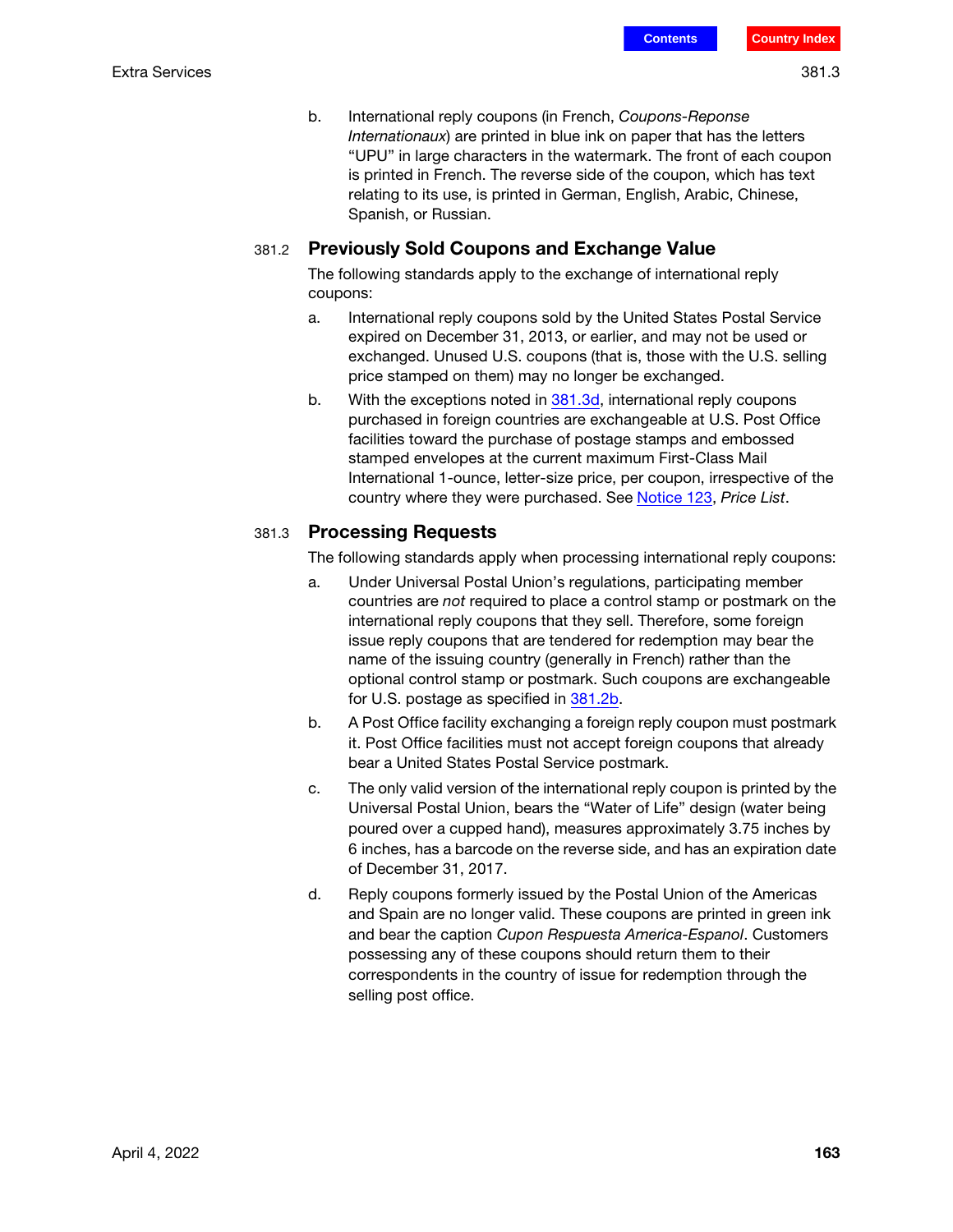b. International reply coupons (in French, *Coupons-Reponse Internationaux*) are printed in blue ink on paper that has the letters "UPU" in large characters in the watermark. The front of each coupon is printed in French. The reverse side of the coupon, which has text relating to its use, is printed in German, English, Arabic, Chinese, Spanish, or Russian.

### 381.2 Previously Sold Coupons and Exchange Value

The following standards apply to the exchange of international reply coupons:

a. International reply coupons sold by the United States Postal Service expired on December 31, 2013, or earlier, and may not be used or exchanged. Unused U.S. coupons (that is, those with the U.S. selling price stamped on them) may no longer be exchanged.

b. With the exceptions noted in 381.3d, international reply coupons purchased in foreign countries are exchangeable at U.S. Post Office facilities toward the purchase of postage stamps and embossed stamped envelopes at the current maximum First-Class Mail International 1-ounce, letter-size price, per coupon, irrespective of the country where they were purchased. See Notice 123, *Price List*.

### 381.3 Processing Requests

The following standards apply when processing international reply coupons:

a. Under Universal Postal Union's regulations, participating member countries are *not* required to place a control stamp or postmark on the international reply coupons that they sell. Therefore, some foreign issue reply coupons that are tendered for redemption may bear the name of the issuing country (generally in French) rather than the optional control stamp or postmark. Such coupons are exchangeable for U.S. postage as specified in 381.2b.

b. A Post Office facility exchanging a foreign reply coupon must postmark it. Post Office facilities must not accept foreign coupons that already bear a United States Postal Service postmark.

c. The only valid version of the international reply coupon is printed by the Universal Postal Union, bears the "Water of Life" design (water being poured over a cupped hand), measures approximately 3.75 inches by 6 inches, has a barcode on the reverse side, and has an expiration date of December 31, 2017.

d. Reply coupons formerly issued by the Postal Union of the Americas and Spain are no longer valid. These coupons are printed in green ink and bear the caption *Cupon Respuesta America-Espanol*. Customers possessing any of these coupons should return them to their correspondents in the country of issue for redemption through the selling post office.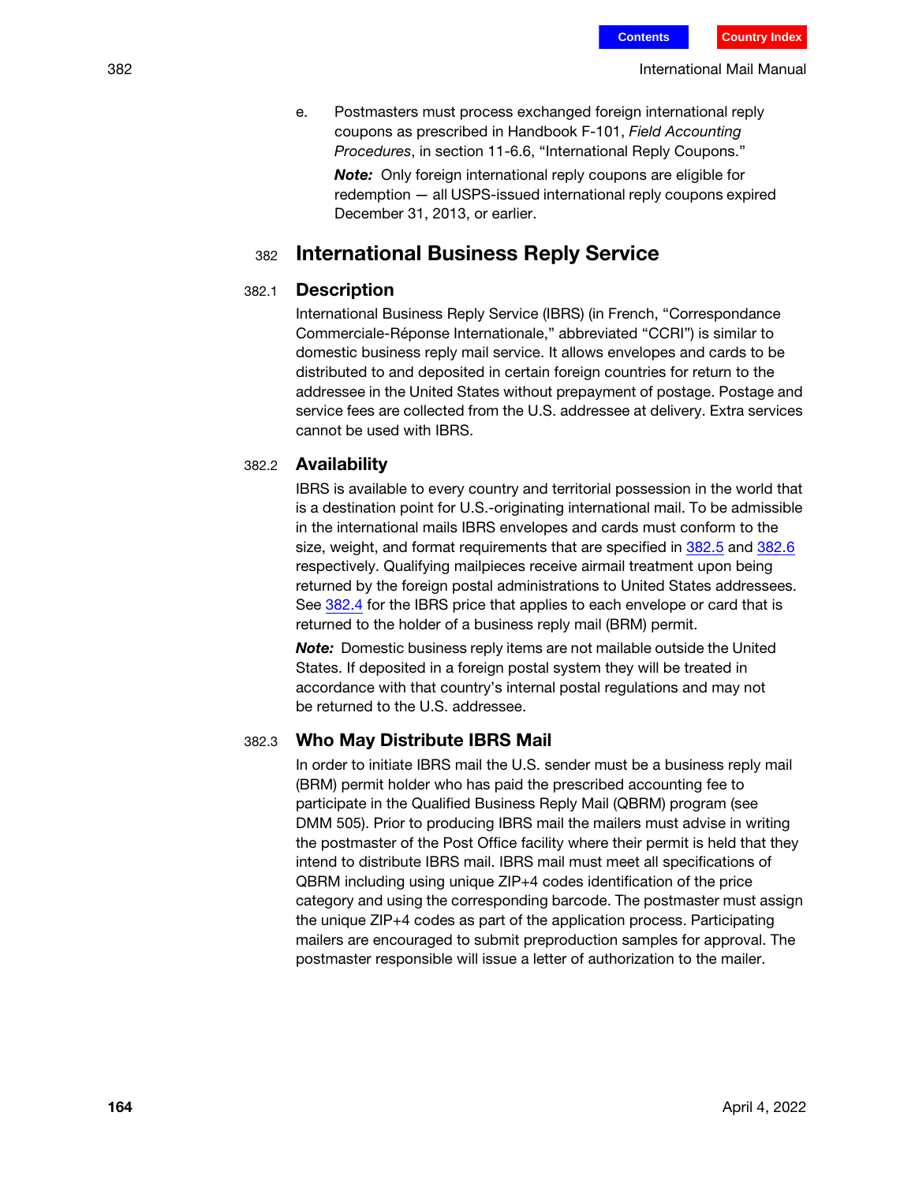e. Postmasters must process exchanged foreign international reply coupons as prescribed in Handbook F-101, *Field Accounting Procedures*, in section 11-6.6, “International Reply Coupons.”

*Note:* Only foreign international reply coupons are eligible for redemption — all USPS-issued international reply coupons expired December 31, 2013, or earlier.

## 382 International Business Reply Service

### 382.1 Description

International Business Reply Service (IBRS) (in French, “Correspondance Commerciale-Réponse Internationale,” abbreviated “CCRI”) is similar to domestic business reply mail service. It allows envelopes and cards to be distributed to and deposited in certain foreign countries for return to the addressee in the United States without prepayment of postage. Postage and service fees are collected from the U.S. addressee at delivery. Extra services cannot be used with IBRS.

### 382.2 Availability

IBRS is available to every country and territorial possession in the world that is a destination point for U.S.-originating international mail. To be admissible in the international mails IBRS envelopes and cards must conform to the size, weight, and format requirements that are specified in 382.5 and 382.6 respectively. Qualifying mailpieces receive airmail treatment upon being returned by the foreign postal administrations to United States addressees. See 382.4 for the IBRS price that applies to each envelope or card that is returned to the holder of a business reply mail (BRM) permit.

*Note:* Domestic business reply items are not mailable outside the United States. If deposited in a foreign postal system they will be treated in accordance with that country’s internal postal regulations and may not be returned to the U.S. addressee.

### 382.3 Who May Distribute IBRS Mail

In order to initiate IBRS mail the U.S. sender must be a business reply mail (BRM) permit holder who has paid the prescribed accounting fee to participate in the Qualified Business Reply Mail (QBRM) program (see DMM 505). Prior to producing IBRS mail the mailers must advise in writing the postmaster of the Post Office facility where their permit is held that they intend to distribute IBRS mail. IBRS mail must meet all specifications of QBRM including using unique ZIP+4 codes identification of the price category and using the corresponding barcode. The postmaster must assign the unique ZIP+4 codes as part of the application process. Participating mailers are encouraged to submit preproduction samples for approval. The postmaster responsible will issue a letter of authorization to the mailer.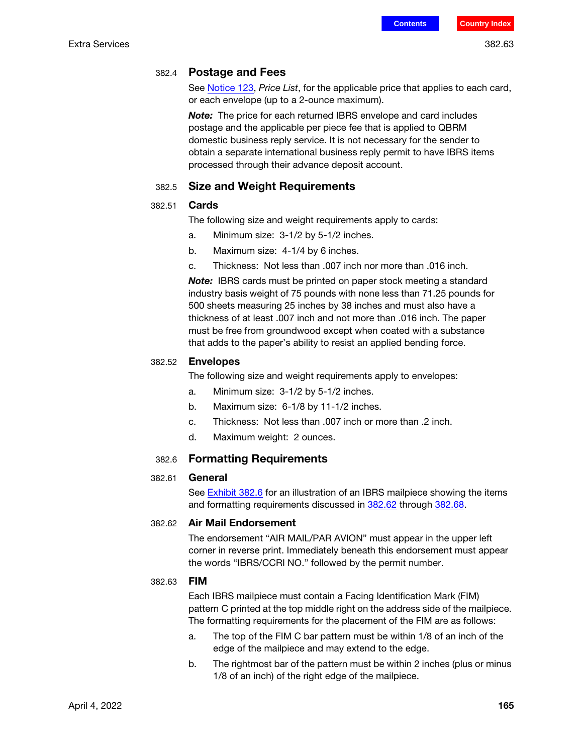### 382.4 Postage and Fees

See Notice 123, *Price List*, for the applicable price that applies to each card, or each envelope (up to a 2-ounce maximum).

***Note:*** The price for each returned IBRS envelope and card includes postage and the applicable per piece fee that is applied to QBRM domestic business reply service. It is not necessary for the sender to obtain a separate international business reply permit to have IBRS items processed through their advance deposit account.

### 382.5 Size and Weight Requirements

#### 382.51 Cards

The following size and weight requirements apply to cards:

a. Minimum size: 3-1/2 by 5-1/2 inches.

b. Maximum size: 4-1/4 by 6 inches.

c. Thickness: Not less than .007 inch nor more than .016 inch.

***Note:*** IBRS cards must be printed on paper stock meeting a standard industry basis weight of 75 pounds with none less than 71.25 pounds for 500 sheets measuring 25 inches by 38 inches and must also have a thickness of at least .007 inch and not more than .016 inch. The paper must be free from groundwood except when coated with a substance that adds to the paper's ability to resist an applied bending force.

#### 382.52 Envelopes

The following size and weight requirements apply to envelopes:

a. Minimum size: 3-1/2 by 5-1/2 inches.

b. Maximum size: 6-1/8 by 11-1/2 inches.

c. Thickness: Not less than .007 inch or more than .2 inch.

d. Maximum weight: 2 ounces.

### 382.6 Formatting Requirements

#### 382.61 General

See Exhibit 382.6 for an illustration of an IBRS mailpiece showing the items and formatting requirements discussed in 382.62 through 382.68.

#### 382.62 Air Mail Endorsement

The endorsement "AIR MAIL/PAR AVION" must appear in the upper left corner in reverse print. Immediately beneath this endorsement must appear the words "IBRS/CCRI NO." followed by the permit number.

#### 382.63 FIM

Each IBRS mailpiece must contain a Facing Identification Mark (FIM) pattern C printed at the top middle right on the address side of the mailpiece. The formatting requirements for the placement of the FIM are as follows:

a. The top of the FIM C bar pattern must be within 1/8 of an inch of the edge of the mailpiece and may extend to the edge.

b. The rightmost bar of the pattern must be within 2 inches (plus or minus 1/8 of an inch) of the right edge of the mailpiece.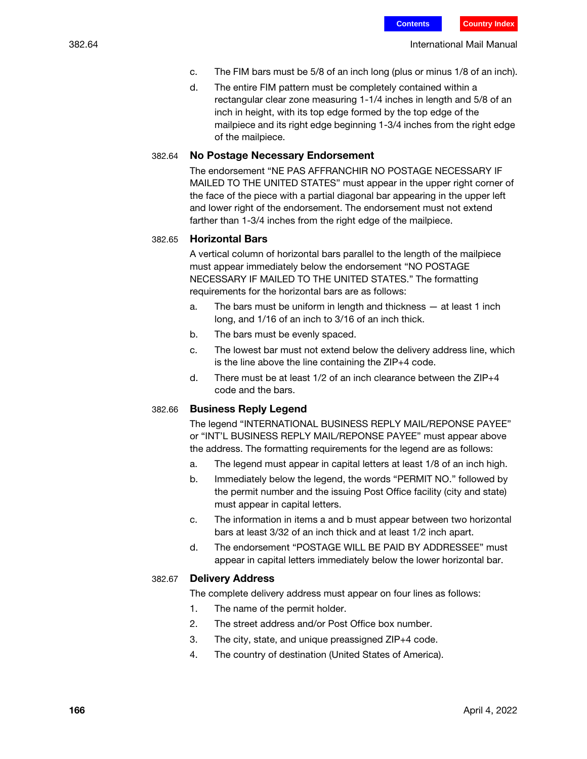c. The FIM bars must be 5/8 of an inch long (plus or minus 1/8 of an inch).

d. The entire FIM pattern must be completely contained within a rectangular clear zone measuring 1-1/4 inches in length and 5/8 of an inch in height, with its top edge formed by the top edge of the mailpiece and its right edge beginning 1-3/4 inches from the right edge of the mailpiece.

### 382.64 No Postage Necessary Endorsement

The endorsement “NE PAS AFFRANCHIR NO POSTAGE NECESSARY IF MAILED TO THE UNITED STATES” must appear in the upper right corner of the face of the piece with a partial diagonal bar appearing in the upper left and lower right of the endorsement. The endorsement must not extend farther than 1-3/4 inches from the right edge of the mailpiece.

### 382.65 Horizontal Bars

A vertical column of horizontal bars parallel to the length of the mailpiece must appear immediately below the endorsement “NO POSTAGE NECESSARY IF MAILED TO THE UNITED STATES.” The formatting requirements for the horizontal bars are as follows:

a. The bars must be uniform in length and thickness — at least 1 inch long, and 1/16 of an inch to 3/16 of an inch thick.

b. The bars must be evenly spaced.

c. The lowest bar must not extend below the delivery address line, which is the line above the line containing the ZIP+4 code.

d. There must be at least 1/2 of an inch clearance between the ZIP+4 code and the bars.

### 382.66 Business Reply Legend

The legend “INTERNATIONAL BUSINESS REPLY MAIL/REPONSE PAYEE” or “INT’L BUSINESS REPLY MAIL/REPONSE PAYEE” must appear above the address. The formatting requirements for the legend are as follows:

a. The legend must appear in capital letters at least 1/8 of an inch high.

b. Immediately below the legend, the words “PERMIT NO.” followed by the permit number and the issuing Post Office facility (city and state) must appear in capital letters.

c. The information in items a and b must appear between two horizontal bars at least 3/32 of an inch thick and at least 1/2 inch apart.

d. The endorsement “POSTAGE WILL BE PAID BY ADDRESSEE” must appear in capital letters immediately below the lower horizontal bar.

### 382.67 Delivery Address

The complete delivery address must appear on four lines as follows:

1. The name of the permit holder.
2. The street address and/or Post Office box number.
3. The city, state, and unique preassigned ZIP+4 code.
4. The country of destination (United States of America).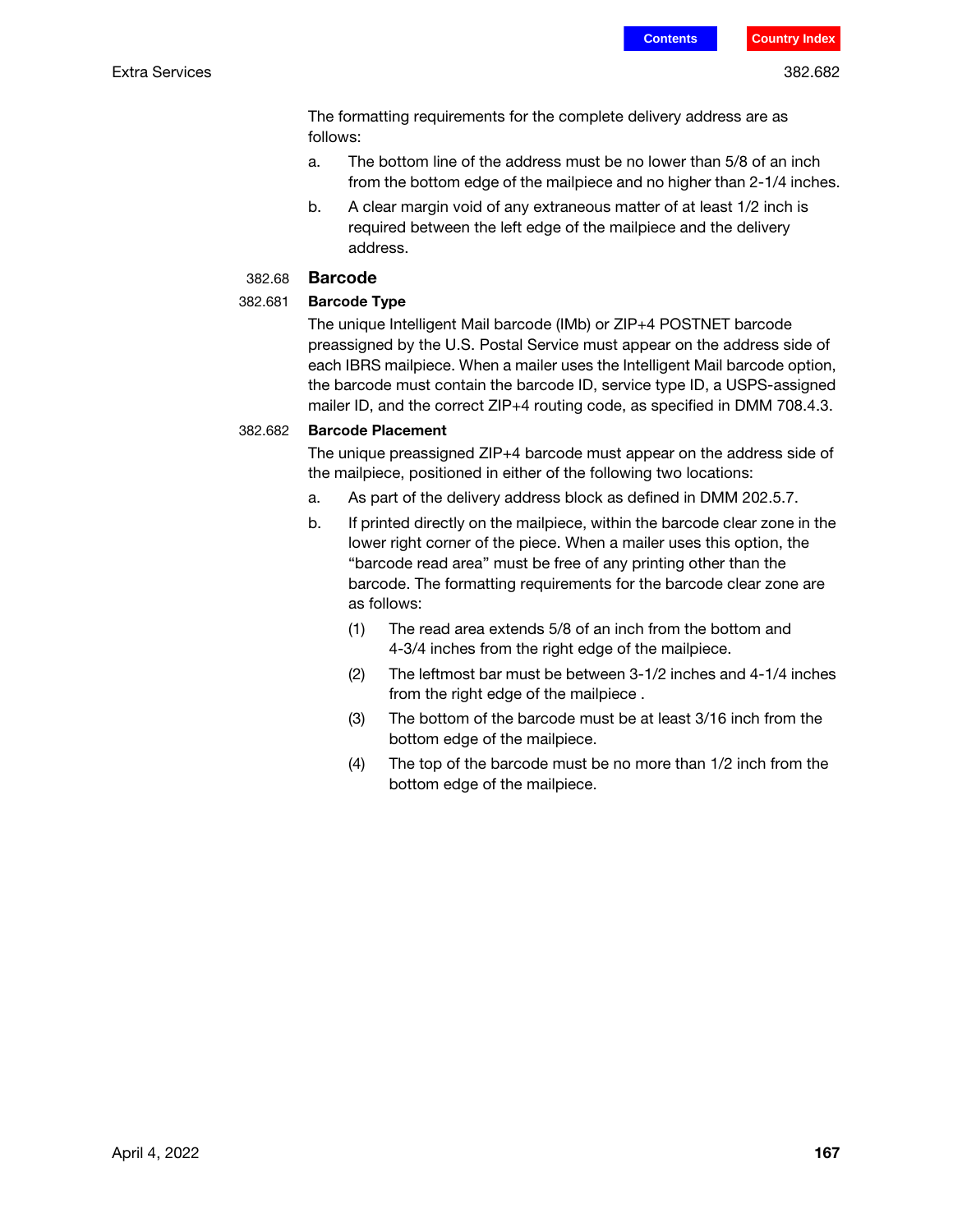The formatting requirements for the complete delivery address are as follows:

a. The bottom line of the address must be no lower than 5/8 of an inch from the bottom edge of the mailpiece and no higher than 2-1/4 inches.

b. A clear margin void of any extraneous matter of at least 1/2 inch is required between the left edge of the mailpiece and the delivery address.

## 382.68 Barcode

### 382.681 Barcode Type

The unique Intelligent Mail barcode (IMb) or ZIP+4 POSTNET barcode preassigned by the U.S. Postal Service must appear on the address side of each IBRS mailpiece. When a mailer uses the Intelligent Mail barcode option, the barcode must contain the barcode ID, service type ID, a USPS-assigned mailer ID, and the correct ZIP+4 routing code, as specified in DMM 708.4.3.

### 382.682 Barcode Placement

The unique preassigned ZIP+4 barcode must appear on the address side of the mailpiece, positioned in either of the following two locations:

a. As part of the delivery address block as defined in DMM 202.5.7.

b. If printed directly on the mailpiece, within the barcode clear zone in the lower right corner of the piece. When a mailer uses this option, the "barcode read area" must be free of any printing other than the barcode. The formatting requirements for the barcode clear zone are as follows:

   (1) The read area extends 5/8 of an inch from the bottom and 4-3/4 inches from the right edge of the mailpiece.

   (2) The leftmost bar must be between 3-1/2 inches and 4-1/4 inches from the right edge of the mailpiece .

   (3) The bottom of the barcode must be at least 3/16 inch from the bottom edge of the mailpiece.

   (4) The top of the barcode must be no more than 1/2 inch from the bottom edge of the mailpiece.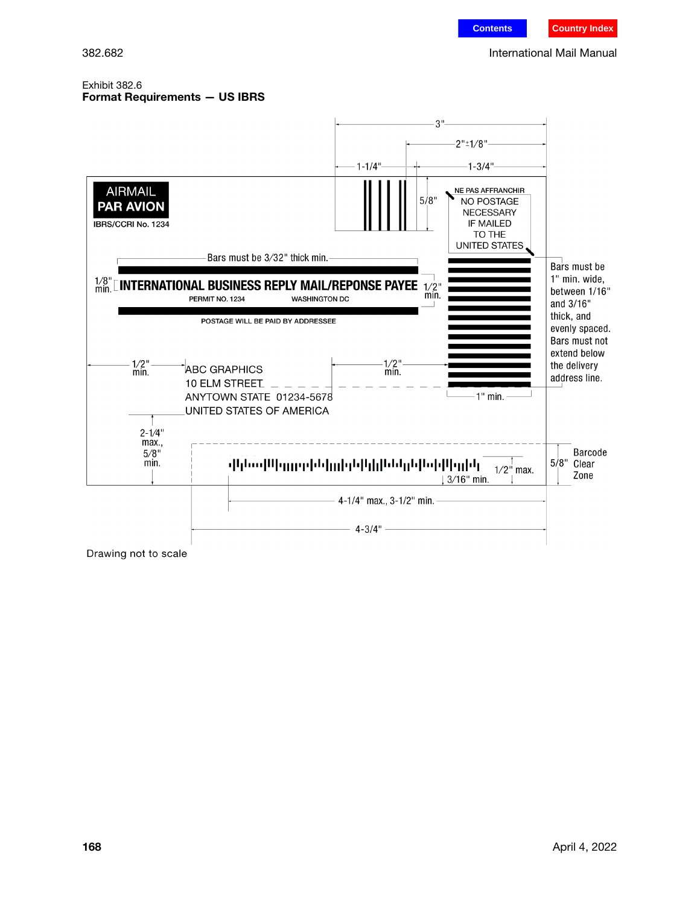Exhibit 382.6

**Format Requirements — US IBRS**

AIRMAIL
PAR AVION
IBRS/CCRI No. 1234

3"
2"±1/8"
1-1/4"
1-3/4"
5/8"

NE PAS AFFRANCHIR
NO POSTAGE
NECESSARY
IF MAILED
TO THE
UNITED STATES

Bars must be 3/32" thick min.

1/8" min.

**INTERNATIONAL BUSINESS REPLY MAIL/REPONSE PAYEE**

1/2" min.

PERMIT NO. 1234 WASHINGTON DC

POSTAGE WILL BE PAID BY ADDRESSEE

Bars must be 1" min. wide, between 1/16" and 3/16" thick, and evenly spaced. Bars must not extend below the delivery address line.

1/2" min.

ABC GRAPHICS
10 ELM STREET
ANYTOWN STATE 01234-5678
UNITED STATES OF AMERICA

1/2" min.

1" min.

2-1/4" max., 5/8" min.

1/2" max.

3/16" min.

5/8" Barcode Clear Zone

4-1/4" max., 3-1/2" min.

4-3/4"

Drawing not to scale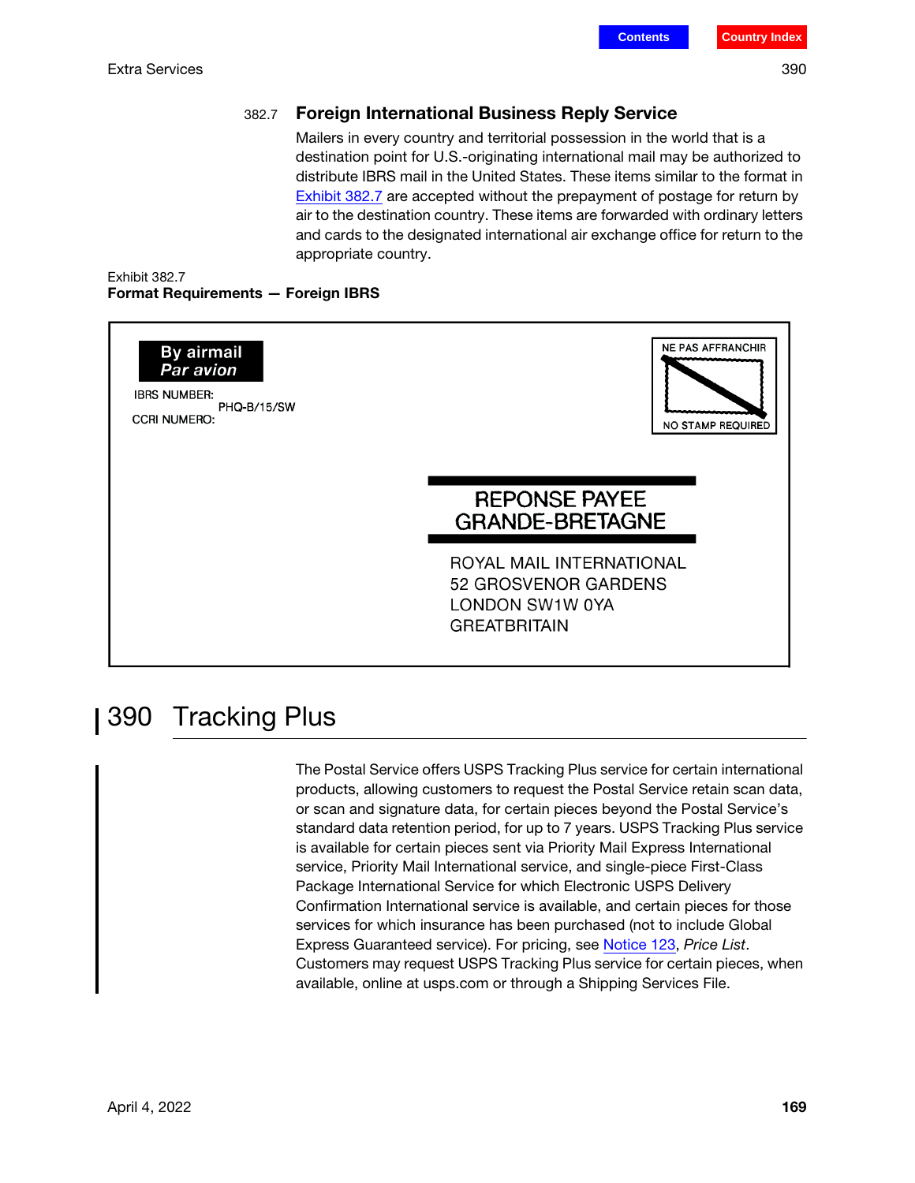### 382.7 Foreign International Business Reply Service

Mailers in every country and territorial possession in the world that is a destination point for U.S.-originating international mail may be authorized to distribute IBRS mail in the United States. These items similar to the format in Exhibit 382.7 are accepted without the prepayment of postage for return by air to the destination country. These items are forwarded with ordinary letters and cards to the designated international air exchange office for return to the appropriate country.

Exhibit 382.7
**Format Requirements — Foreign IBRS**

By airmail
*Par avion*

IBRS NUMBER:
PHQ-B/15/SW
CCRI NUMERO:

NE PAS AFFRANCHIR
NO STAMP REQUIRED

REPONSE PAYEE
GRANDE-BRETAGNE

ROYAL MAIL INTERNATIONAL
52 GROSVENOR GARDENS
LONDON SW1W 0YA
GREATBRITAIN

## 390 Tracking Plus

The Postal Service offers USPS Tracking Plus service for certain international products, allowing customers to request the Postal Service retain scan data, or scan and signature data, for certain pieces beyond the Postal Service's standard data retention period, for up to 7 years. USPS Tracking Plus service is available for certain pieces sent via Priority Mail Express International service, Priority Mail International service, and single-piece First-Class Package International Service for which Electronic USPS Delivery Confirmation International service is available, and certain pieces for those services for which insurance has been purchased (not to include Global Express Guaranteed service). For pricing, see Notice 123, *Price List*. Customers may request USPS Tracking Plus service for certain pieces, when available, online at usps.com or through a Shipping Services File.